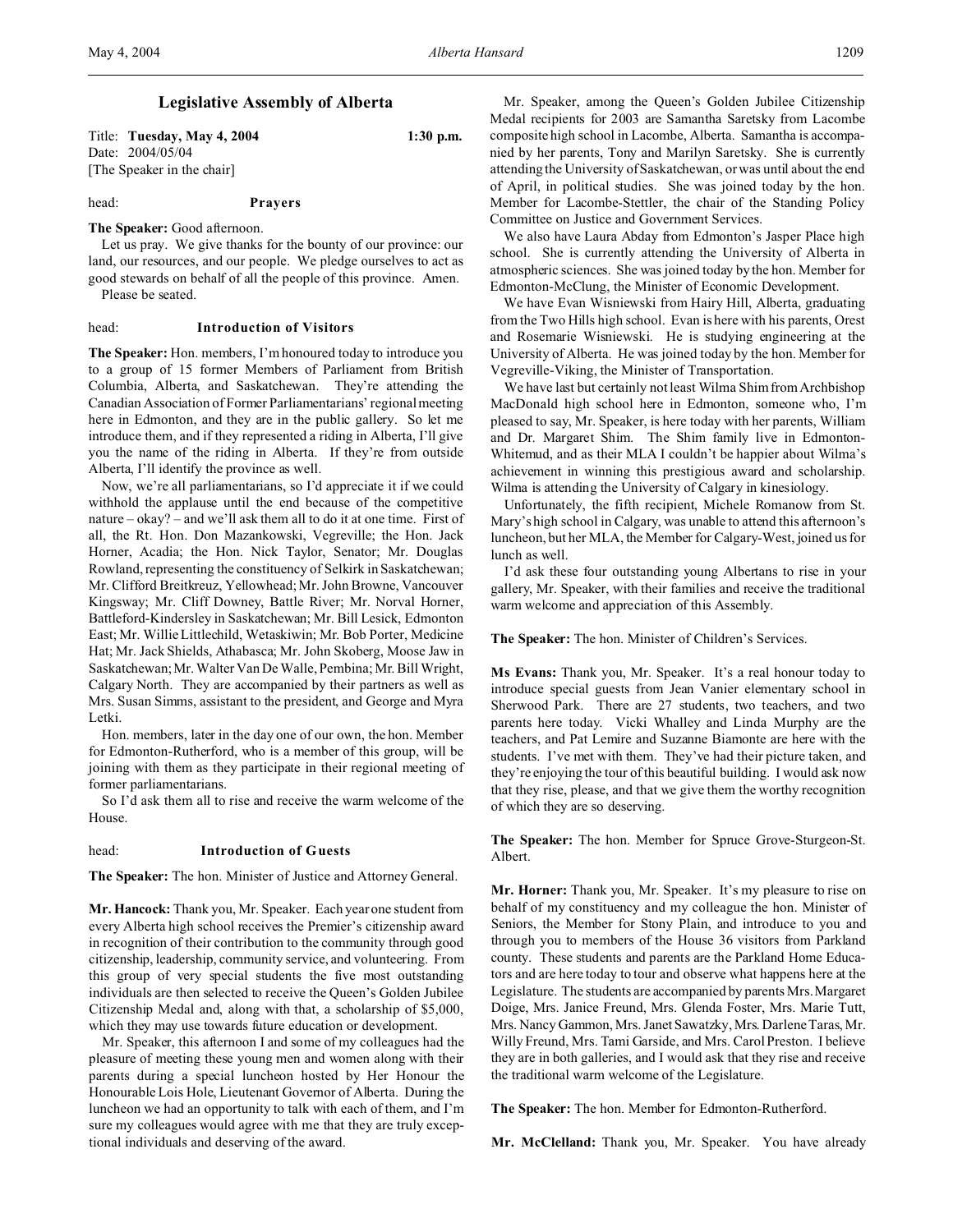# Legislative Assembly of Alberta

Title: **Tuesday, May 4, 2004** **1:30 p.m.**
Date: 2004/05/04
[The Speaker in the chair]

head: **Prayers**

**The Speaker:** Good afternoon.

Let us pray. We give thanks for the bounty of our province: our land, our resources, and our people. We pledge ourselves to act as good stewards on behalf of all the people of this province. Amen.

Please be seated.

head: **Introduction of Visitors**

**The Speaker:** Hon. members, I'm honoured today to introduce you to a group of 15 former Members of Parliament from British Columbia, Alberta, and Saskatchewan. They're attending the Canadian Association of Former Parliamentarians' regional meeting here in Edmonton, and they are in the public gallery. So let me introduce them, and if they represented a riding in Alberta, I'll give you the name of the riding in Alberta. If they're from outside Alberta, I'll identify the province as well.

Now, we're all parliamentarians, so I'd appreciate it if we could withhold the applause until the end because of the competitive nature – okay? – and we'll ask them all to do it at one time. First of all, the Rt. Hon. Don Mazankowski, Vegreville; the Hon. Jack Horner, Acadia; the Hon. Nick Taylor, Senator; Mr. Douglas Rowland, representing the constituency of Selkirk in Saskatchewan; Mr. Clifford Breitkreuz, Yellowhead; Mr. John Browne, Vancouver Kingsway; Mr. Cliff Downey, Battle River; Mr. Norval Horner, Battleford-Kindersley in Saskatchewan; Mr. Bill Lesick, Edmonton East; Mr. Willie Littlechild, Wetaskiwin; Mr. Bob Porter, Medicine Hat; Mr. Jack Shields, Athabasca; Mr. John Skoberg, Moose Jaw in Saskatchewan; Mr. Walter Van De Walle, Pembina; Mr. Bill Wright, Calgary North. They are accompanied by their partners as well as Mrs. Susan Simms, assistant to the president, and George and Myra Letki.

Hon. members, later in the day one of our own, the hon. Member for Edmonton-Rutherford, who is a member of this group, will be joining with them as they participate in their regional meeting of former parliamentarians.

So I'd ask them all to rise and receive the warm welcome of the House.

head: **Introduction of Guests**

**The Speaker:** The hon. Minister of Justice and Attorney General.

**Mr. Hancock:** Thank you, Mr. Speaker. Each year one student from every Alberta high school receives the Premier's citizenship award in recognition of their contribution to the community through good citizenship, leadership, community service, and volunteering. From this group of very special students the five most outstanding individuals are then selected to receive the Queen's Golden Jubilee Citizenship Medal and, along with that, a scholarship of $5,000, which they may use towards future education or development.

Mr. Speaker, this afternoon I and some of my colleagues had the pleasure of meeting these young men and women along with their parents during a special luncheon hosted by Her Honour the Honourable Lois Hole, Lieutenant Governor of Alberta. During the luncheon we had an opportunity to talk with each of them, and I'm sure my colleagues would agree with me that they are truly exceptional individuals and deserving of the award.

Mr. Speaker, among the Queen's Golden Jubilee Citizenship Medal recipients for 2003 are Samantha Saretsky from Lacombe composite high school in Lacombe, Alberta. Samantha is accompanied by her parents, Tony and Marilyn Saretsky. She is currently attending the University of Saskatchewan, or was until about the end of April, in political studies. She was joined today by the hon. Member for Lacombe-Stettler, the chair of the Standing Policy Committee on Justice and Government Services.

We also have Laura Abday from Edmonton's Jasper Place high school. She is currently attending the University of Alberta in atmospheric sciences. She was joined today by the hon. Member for Edmonton-McClung, the Minister of Economic Development.

We have Evan Wisniewski from Hairy Hill, Alberta, graduating from the Two Hills high school. Evan is here with his parents, Orest and Rosemarie Wisniewski. He is studying engineering at the University of Alberta. He was joined today by the hon. Member for Vegreville-Viking, the Minister of Transportation.

We have last but certainly not least Wilma Shim from Archbishop MacDonald high school here in Edmonton, someone who, I'm pleased to say, Mr. Speaker, is here today with her parents, William and Dr. Margaret Shim. The Shim family live in Edmonton-Whitemud, and as their MLA I couldn't be happier about Wilma's achievement in winning this prestigious award and scholarship. Wilma is attending the University of Calgary in kinesiology.

Unfortunately, the fifth recipient, Michele Romanow from St. Mary's high school in Calgary, was unable to attend this afternoon's luncheon, but her MLA, the Member for Calgary-West, joined us for lunch as well.

I'd ask these four outstanding young Albertans to rise in your gallery, Mr. Speaker, with their families and receive the traditional warm welcome and appreciation of this Assembly.

**The Speaker:** The hon. Minister of Children's Services.

**Ms Evans:** Thank you, Mr. Speaker. It's a real honour today to introduce special guests from Jean Vanier elementary school in Sherwood Park. There are 27 students, two teachers, and two parents here today. Vicki Whalley and Linda Murphy are the teachers, and Pat Lemire and Suzanne Biamonte are here with the students. I've met with them. They've had their picture taken, and they're enjoying the tour of this beautiful building. I would ask now that they rise, please, and that we give them the worthy recognition of which they are so deserving.

**The Speaker:** The hon. Member for Spruce Grove-Sturgeon-St. Albert.

**Mr. Horner:** Thank you, Mr. Speaker. It's my pleasure to rise on behalf of my constituency and my colleague the hon. Minister of Seniors, the Member for Stony Plain, and introduce to you and through you to members of the House 36 visitors from Parkland county. These students and parents are the Parkland Home Educators and are here today to tour and observe what happens here at the Legislature. The students are accompanied by parents Mrs. Margaret Doige, Mrs. Janice Freund, Mrs. Glenda Foster, Mrs. Marie Tutt, Mrs. Nancy Gammon, Mrs. Janet Sawatzky, Mrs. Darlene Taras, Mr. Willy Freund, Mrs. Tami Garside, and Mrs. Carol Preston. I believe they are in both galleries, and I would ask that they rise and receive the traditional warm welcome of the Legislature.

**The Speaker:** The hon. Member for Edmonton-Rutherford.

**Mr. McClelland:** Thank you, Mr. Speaker. You have already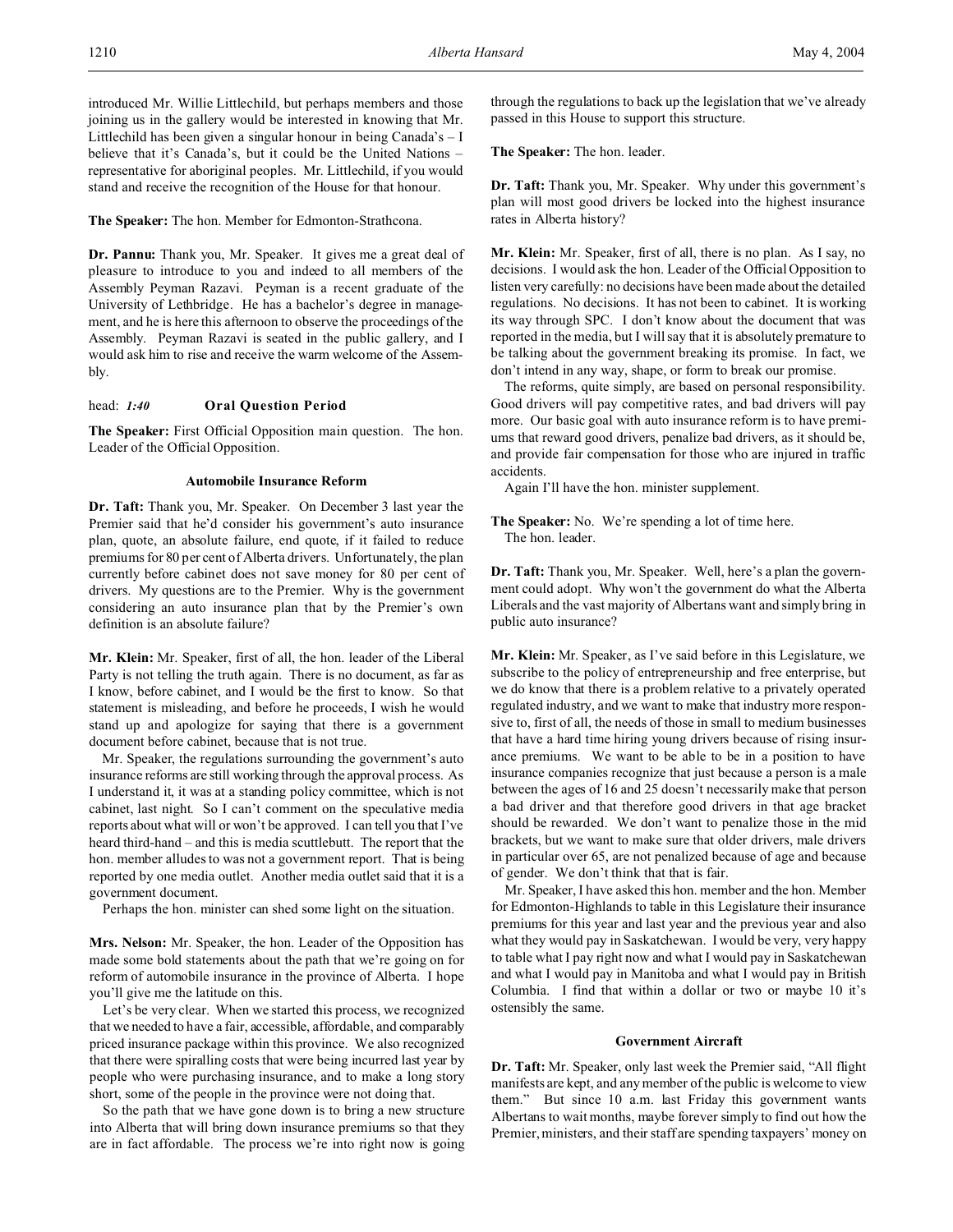introduced Mr. Willie Littlechild, but perhaps members and those joining us in the gallery would be interested in knowing that Mr. Littlechild has been given a singular honour in being Canada's – I believe that it's Canada's, but it could be the United Nations – representative for aboriginal peoples. Mr. Littlechild, if you would stand and receive the recognition of the House for that honour.

**The Speaker:** The hon. Member for Edmonton-Strathcona.

**Dr. Pannu:** Thank you, Mr. Speaker. It gives me a great deal of pleasure to introduce to you and indeed to all members of the Assembly Peyman Razavi. Peyman is a recent graduate of the University of Lethbridge. He has a bachelor's degree in management, and he is here this afternoon to observe the proceedings of the Assembly. Peyman Razavi is seated in the public gallery, and I would ask him to rise and receive the warm welcome of the Assembly.

head: *1:40* **Oral Question Period**

**The Speaker:** First Official Opposition main question. The hon. Leader of the Official Opposition.

### Automobile Insurance Reform

**Dr. Taft:** Thank you, Mr. Speaker. On December 3 last year the Premier said that he'd consider his government's auto insurance plan, quote, an absolute failure, end quote, if it failed to reduce premiums for 80 per cent of Alberta drivers. Unfortunately, the plan currently before cabinet does not save money for 80 per cent of drivers. My questions are to the Premier. Why is the government considering an auto insurance plan that by the Premier's own definition is an absolute failure?

**Mr. Klein:** Mr. Speaker, first of all, the hon. leader of the Liberal Party is not telling the truth again. There is no document, as far as I know, before cabinet, and I would be the first to know. So that statement is misleading, and before he proceeds, I wish he would stand up and apologize for saying that there is a government document before cabinet, because that is not true.

Mr. Speaker, the regulations surrounding the government's auto insurance reforms are still working through the approval process. As I understand it, it was at a standing policy committee, which is not cabinet, last night. So I can't comment on the speculative media reports about what will or won't be approved. I can tell you that I've heard third-hand – and this is media scuttlebutt. The report that the hon. member alludes to was not a government report. That is being reported by one media outlet. Another media outlet said that it is a government document.

Perhaps the hon. minister can shed some light on the situation.

**Mrs. Nelson:** Mr. Speaker, the hon. Leader of the Opposition has made some bold statements about the path that we're going on for reform of automobile insurance in the province of Alberta. I hope you'll give me the latitude on this.

Let's be very clear. When we started this process, we recognized that we needed to have a fair, accessible, affordable, and comparably priced insurance package within this province. We also recognized that there were spiralling costs that were being incurred last year by people who were purchasing insurance, and to make a long story short, some of the people in the province were not doing that.

So the path that we have gone down is to bring a new structure into Alberta that will bring down insurance premiums so that they are in fact affordable. The process we're into right now is going through the regulations to back up the legislation that we've already passed in this House to support this structure.

**The Speaker:** The hon. leader.

**Dr. Taft:** Thank you, Mr. Speaker. Why under this government's plan will most good drivers be locked into the highest insurance rates in Alberta history?

**Mr. Klein:** Mr. Speaker, first of all, there is no plan. As I say, no decisions. I would ask the hon. Leader of the Official Opposition to listen very carefully: no decisions have been made about the detailed regulations. No decisions. It has not been to cabinet. It is working its way through SPC. I don't know about the document that was reported in the media, but I will say that it is absolutely premature to be talking about the government breaking its promise. In fact, we don't intend in any way, shape, or form to break our promise.

The reforms, quite simply, are based on personal responsibility. Good drivers will pay competitive rates, and bad drivers will pay more. Our basic goal with auto insurance reform is to have premiums that reward good drivers, penalize bad drivers, as it should be, and provide fair compensation for those who are injured in traffic accidents.

Again I'll have the hon. minister supplement.

**The Speaker:** No. We're spending a lot of time here.

The hon. leader.

**Dr. Taft:** Thank you, Mr. Speaker. Well, here's a plan the government could adopt. Why won't the government do what the Alberta Liberals and the vast majority of Albertans want and simply bring in public auto insurance?

**Mr. Klein:** Mr. Speaker, as I've said before in this Legislature, we subscribe to the policy of entrepreneurship and free enterprise, but we do know that there is a problem relative to a privately operated regulated industry, and we want to make that industry more responsive to, first of all, the needs of those in small to medium businesses that have a hard time hiring young drivers because of rising insurance premiums. We want to be able to be in a position to have insurance companies recognize that just because a person is a male between the ages of 16 and 25 doesn't necessarily make that person a bad driver and that therefore good drivers in that age bracket should be rewarded. We don't want to penalize those in the mid brackets, but we want to make sure that older drivers, male drivers in particular over 65, are not penalized because of age and because of gender. We don't think that that is fair.

Mr. Speaker, I have asked this hon. member and the hon. Member for Edmonton-Highlands to table in this Legislature their insurance premiums for this year and last year and the previous year and also what they would pay in Saskatchewan. I would be very, very happy to table what I pay right now and what I would pay in Saskatchewan and what I would pay in Manitoba and what I would pay in British Columbia. I find that within a dollar or two or maybe 10 it's ostensibly the same.

### Government Aircraft

**Dr. Taft:** Mr. Speaker, only last week the Premier said, "All flight manifests are kept, and any member of the public is welcome to view them." But since 10 a.m. last Friday this government wants Albertans to wait months, maybe forever simply to find out how the Premier, ministers, and their staff are spending taxpayers' money on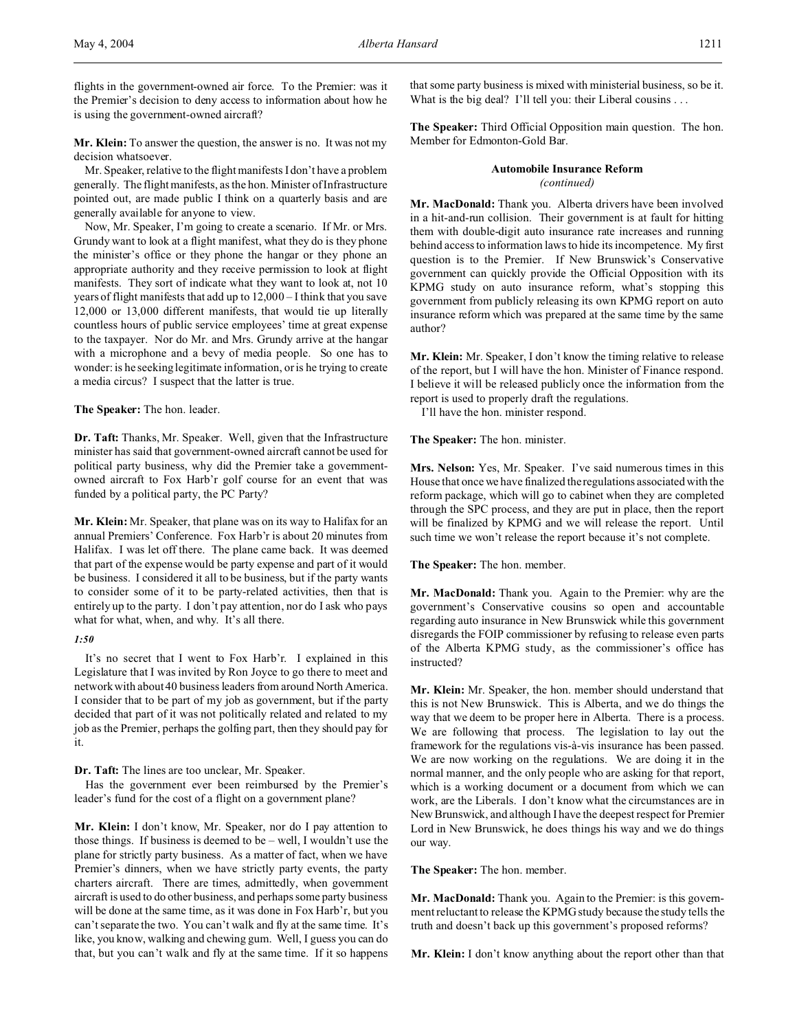flights in the government-owned air force. To the Premier: was it the Premier's decision to deny access to information about how he is using the government-owned aircraft?

**Mr. Klein:** To answer the question, the answer is no. It was not my decision whatsoever.

Mr. Speaker, relative to the flight manifests I don't have a problem generally. The flight manifests, as the hon. Minister of Infrastructure pointed out, are made public I think on a quarterly basis and are generally available for anyone to view.

Now, Mr. Speaker, I'm going to create a scenario. If Mr. or Mrs. Grundy want to look at a flight manifest, what they do is they phone the minister's office or they phone the hangar or they phone an appropriate authority and they receive permission to look at flight manifests. They sort of indicate what they want to look at, not 10 years of flight manifests that add up to 12,000 – I think that you save 12,000 or 13,000 different manifests, that would tie up literally countless hours of public service employees' time at great expense to the taxpayer. Nor do Mr. and Mrs. Grundy arrive at the hangar with a microphone and a bevy of media people. So one has to wonder: is he seeking legitimate information, or is he trying to create a media circus? I suspect that the latter is true.

**The Speaker:** The hon. leader.

**Dr. Taft:** Thanks, Mr. Speaker. Well, given that the Infrastructure minister has said that government-owned aircraft cannot be used for political party business, why did the Premier take a government-owned aircraft to Fox Harb'r golf course for an event that was funded by a political party, the PC Party?

**Mr. Klein:** Mr. Speaker, that plane was on its way to Halifax for an annual Premiers' Conference. Fox Harb'r is about 20 minutes from Halifax. I was let off there. The plane came back. It was deemed that part of the expense would be party expense and part of it would be business. I considered it all to be business, but if the party wants to consider some of it to be party-related activities, then that is entirely up to the party. I don't pay attention, nor do I ask who pays what for what, when, and why. It's all there.

*1:50*

It's no secret that I went to Fox Harb'r. I explained in this Legislature that I was invited by Ron Joyce to go there to meet and network with about 40 business leaders from around North America. I consider that to be part of my job as government, but if the party decided that part of it was not politically related and related to my job as the Premier, perhaps the golfing part, then they should pay for it.

**Dr. Taft:** The lines are too unclear, Mr. Speaker.

Has the government ever been reimbursed by the Premier's leader's fund for the cost of a flight on a government plane?

**Mr. Klein:** I don't know, Mr. Speaker, nor do I pay attention to those things. If business is deemed to be – well, I wouldn't use the plane for strictly party business. As a matter of fact, when we have Premier's dinners, when we have strictly party events, the party charters aircraft. There are times, admittedly, when government aircraft is used to do other business, and perhaps some party business will be done at the same time, as it was done in Fox Harb'r, but you can't separate the two. You can't walk and fly at the same time. It's like, you know, walking and chewing gum. Well, I guess you can do that, but you can't walk and fly at the same time. If it so happens that some party business is mixed with ministerial business, so be it. What is the big deal? I'll tell you: their Liberal cousins . . .

**The Speaker:** Third Official Opposition main question. The hon. Member for Edmonton-Gold Bar.

### Automobile Insurance Reform
*(continued)*

**Mr. MacDonald:** Thank you. Alberta drivers have been involved in a hit-and-run collision. Their government is at fault for hitting them with double-digit auto insurance rate increases and running behind access to information laws to hide its incompetence. My first question is to the Premier. If New Brunswick's Conservative government can quickly provide the Official Opposition with its KPMG study on auto insurance reform, what's stopping this government from publicly releasing its own KPMG report on auto insurance reform which was prepared at the same time by the same author?

**Mr. Klein:** Mr. Speaker, I don't know the timing relative to release of the report, but I will have the hon. Minister of Finance respond. I believe it will be released publicly once the information from the report is used to properly draft the regulations.

I'll have the hon. minister respond.

**The Speaker:** The hon. minister.

**Mrs. Nelson:** Yes, Mr. Speaker. I've said numerous times in this House that once we have finalized the regulations associated with the reform package, which will go to cabinet when they are completed through the SPC process, and they are put in place, then the report will be finalized by KPMG and we will release the report. Until such time we won't release the report because it's not complete.

**The Speaker:** The hon. member.

**Mr. MacDonald:** Thank you. Again to the Premier: why are the government's Conservative cousins so open and accountable regarding auto insurance in New Brunswick while this government disregards the FOIP commissioner by refusing to release even parts of the Alberta KPMG study, as the commissioner's office has instructed?

**Mr. Klein:** Mr. Speaker, the hon. member should understand that this is not New Brunswick. This is Alberta, and we do things the way that we deem to be proper here in Alberta. There is a process. We are following that process. The legislation to lay out the framework for the regulations vis-à-vis insurance has been passed. We are now working on the regulations. We are doing it in the normal manner, and the only people who are asking for that report, which is a working document or a document from which we can work, are the Liberals. I don't know what the circumstances are in New Brunswick, and although I have the deepest respect for Premier Lord in New Brunswick, he does things his way and we do things our way.

**The Speaker:** The hon. member.

**Mr. MacDonald:** Thank you. Again to the Premier: is this government reluctant to release the KPMG study because the study tells the truth and doesn't back up this government's proposed reforms?

**Mr. Klein:** I don't know anything about the report other than that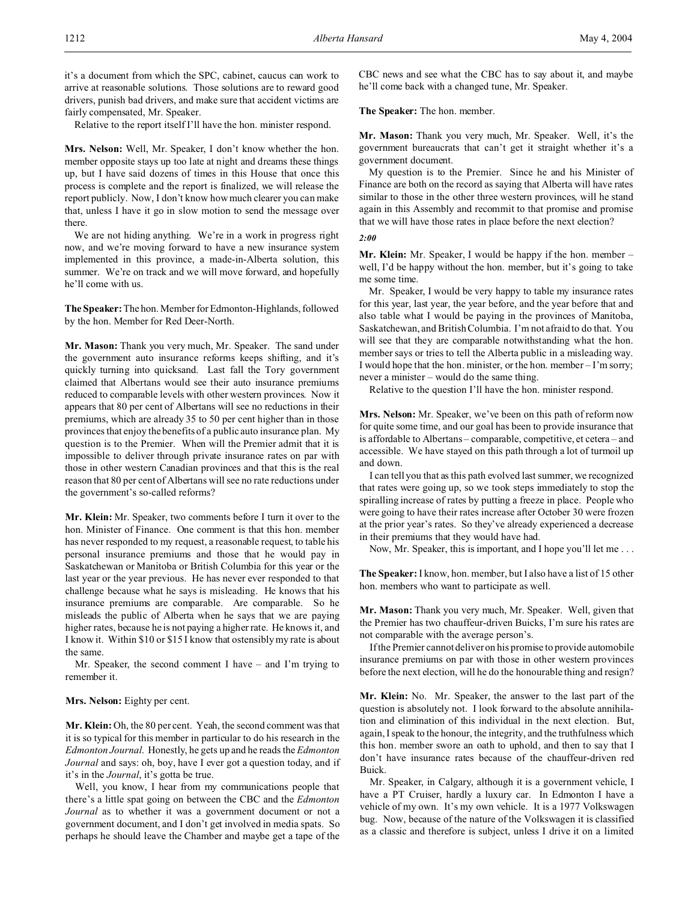it's a document from which the SPC, cabinet, caucus can work to arrive at reasonable solutions. Those solutions are to reward good drivers, punish bad drivers, and make sure that accident victims are fairly compensated, Mr. Speaker.

Relative to the report itself I'll have the hon. minister respond.

**Mrs. Nelson:** Well, Mr. Speaker, I don't know whether the hon. member opposite stays up too late at night and dreams these things up, but I have said dozens of times in this House that once this process is complete and the report is finalized, we will release the report publicly. Now, I don't know how much clearer you can make that, unless I have it go in slow motion to send the message over there.

We are not hiding anything. We're in a work in progress right now, and we're moving forward to have a new insurance system implemented in this province, a made-in-Alberta solution, this summer. We're on track and we will move forward, and hopefully he'll come with us.

**The Speaker:** The hon. Member for Edmonton-Highlands, followed by the hon. Member for Red Deer-North.

**Mr. Mason:** Thank you very much, Mr. Speaker. The sand under the government auto insurance reforms keeps shifting, and it's quickly turning into quicksand. Last fall the Tory government claimed that Albertans would see their auto insurance premiums reduced to comparable levels with other western provinces. Now it appears that 80 per cent of Albertans will see no reductions in their premiums, which are already 35 to 50 per cent higher than in those provinces that enjoy the benefits of a public auto insurance plan. My question is to the Premier. When will the Premier admit that it is impossible to deliver through private insurance rates on par with those in other western Canadian provinces and that this is the real reason that 80 per cent of Albertans will see no rate reductions under the government's so-called reforms?

**Mr. Klein:** Mr. Speaker, two comments before I turn it over to the hon. Minister of Finance. One comment is that this hon. member has never responded to my request, a reasonable request, to table his personal insurance premiums and those that he would pay in Saskatchewan or Manitoba or British Columbia for this year or the last year or the year previous. He has never ever responded to that challenge because what he says is misleading. He knows that his insurance premiums are comparable. Are comparable. So he misleads the public of Alberta when he says that we are paying higher rates, because he is not paying a higher rate. He knows it, and I know it. Within $10 or $15 I know that ostensibly my rate is about the same.

Mr. Speaker, the second comment I have – and I'm trying to remember it.

**Mrs. Nelson:** Eighty per cent.

**Mr. Klein:** Oh, the 80 per cent. Yeah, the second comment was that it is so typical for this member in particular to do his research in the *Edmonton Journal*. Honestly, he gets up and he reads the *Edmonton Journal* and says: oh, boy, have I ever got a question today, and if it's in the *Journal*, it's gotta be true.

Well, you know, I hear from my communications people that there's a little spat going on between the CBC and the *Edmonton Journal* as to whether it was a government document or not a government document, and I don't get involved in media spats. So perhaps he should leave the Chamber and maybe get a tape of the CBC news and see what the CBC has to say about it, and maybe he'll come back with a changed tune, Mr. Speaker.

**The Speaker:** The hon. member.

**Mr. Mason:** Thank you very much, Mr. Speaker. Well, it's the government bureaucrats that can't get it straight whether it's a government document.

My question is to the Premier. Since he and his Minister of Finance are both on the record as saying that Alberta will have rates similar to those in the other three western provinces, will he stand again in this Assembly and recommit to that promise and promise that we will have those rates in place before the next election?

*2:00*

**Mr. Klein:** Mr. Speaker, I would be happy if the hon. member – well, I'd be happy without the hon. member, but it's going to take me some time.

Mr. Speaker, I would be very happy to table my insurance rates for this year, last year, the year before, and the year before that and also table what I would be paying in the provinces of Manitoba, Saskatchewan, and British Columbia. I'm not afraid to do that. You will see that they are comparable notwithstanding what the hon. member says or tries to tell the Alberta public in a misleading way. I would hope that the hon. minister, or the hon. member – I'm sorry; never a minister – would do the same thing.

Relative to the question I'll have the hon. minister respond.

**Mrs. Nelson:** Mr. Speaker, we've been on this path of reform now for quite some time, and our goal has been to provide insurance that is affordable to Albertans – comparable, competitive, et cetera – and accessible. We have stayed on this path through a lot of turmoil up and down.

I can tell you that as this path evolved last summer, we recognized that rates were going up, so we took steps immediately to stop the spiralling increase of rates by putting a freeze in place. People who were going to have their rates increase after October 30 were frozen at the prior year's rates. So they've already experienced a decrease in their premiums that they would have had.

Now, Mr. Speaker, this is important, and I hope you'll let me . . .

**The Speaker:** I know, hon. member, but I also have a list of 15 other hon. members who want to participate as well.

**Mr. Mason:** Thank you very much, Mr. Speaker. Well, given that the Premier has two chauffeur-driven Buicks, I'm sure his rates are not comparable with the average person's.

If the Premier cannot deliver on his promise to provide automobile insurance premiums on par with those in other western provinces before the next election, will he do the honourable thing and resign?

**Mr. Klein:** No. Mr. Speaker, the answer to the last part of the question is absolutely not. I look forward to the absolute annihilation and elimination of this individual in the next election. But, again, I speak to the honour, the integrity, and the truthfulness which this hon. member swore an oath to uphold, and then to say that I don't have insurance rates because of the chauffeur-driven red Buick.

Mr. Speaker, in Calgary, although it is a government vehicle, I have a PT Cruiser, hardly a luxury car. In Edmonton I have a vehicle of my own. It's my own vehicle. It is a 1977 Volkswagen bug. Now, because of the nature of the Volkswagen it is classified as a classic and therefore is subject, unless I drive it on a limited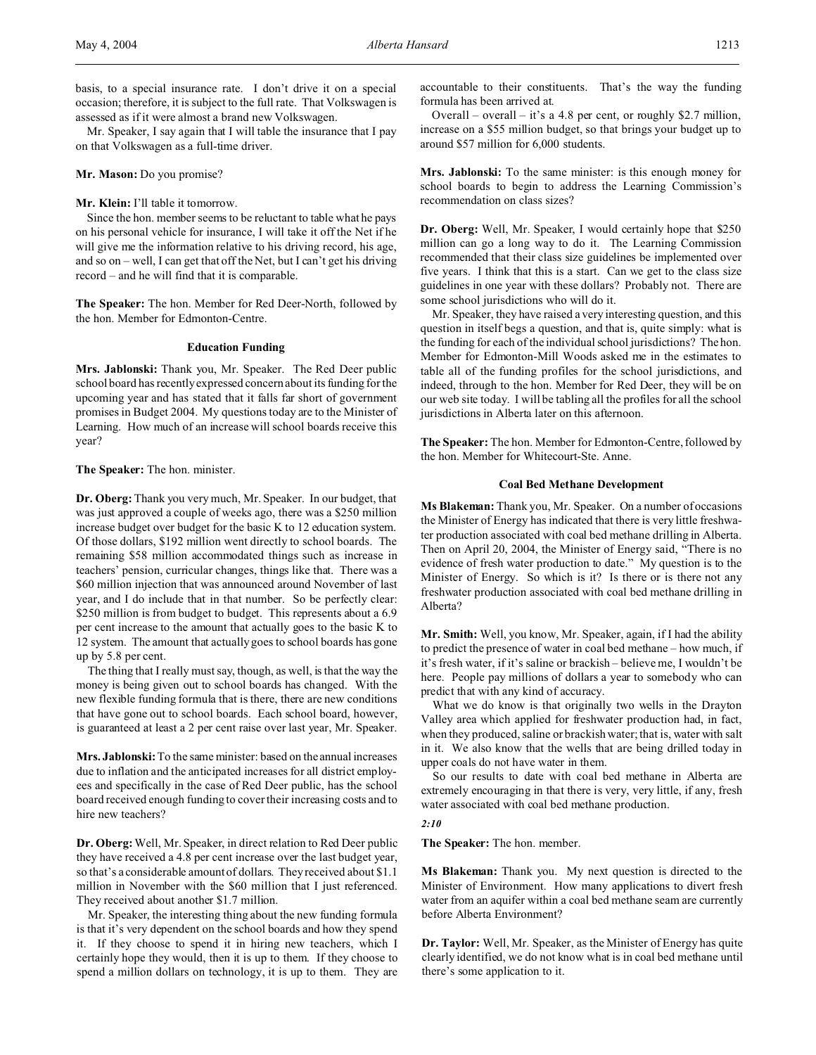basis, to a special insurance rate. I don't drive it on a special occasion; therefore, it is subject to the full rate. That Volkswagen is assessed as if it were almost a brand new Volkswagen.

Mr. Speaker, I say again that I will table the insurance that I pay on that Volkswagen as a full-time driver.

**Mr. Mason:** Do you promise?

**Mr. Klein:** I'll table it tomorrow.

Since the hon. member seems to be reluctant to table what he pays on his personal vehicle for insurance, I will take it off the Net if he will give me the information relative to his driving record, his age, and so on – well, I can get that off the Net, but I can't get his driving record – and he will find that it is comparable.

**The Speaker:** The hon. Member for Red Deer-North, followed by the hon. Member for Edmonton-Centre.

### Education Funding

**Mrs. Jablonski:** Thank you, Mr. Speaker. The Red Deer public school board has recently expressed concern about its funding for the upcoming year and has stated that it falls far short of government promises in Budget 2004. My questions today are to the Minister of Learning. How much of an increase will school boards receive this year?

**The Speaker:** The hon. minister.

**Dr. Oberg:** Thank you very much, Mr. Speaker. In our budget, that was just approved a couple of weeks ago, there was a $250 million increase budget over budget for the basic K to 12 education system. Of those dollars, $192 million went directly to school boards. The remaining $58 million accommodated things such as increase in teachers' pension, curricular changes, things like that. There was a $60 million injection that was announced around November of last year, and I do include that in that number. So be perfectly clear: $250 million is from budget to budget. This represents about a 6.9 per cent increase to the amount that actually goes to the basic K to 12 system. The amount that actually goes to school boards has gone up by 5.8 per cent.

The thing that I really must say, though, as well, is that the way the money is being given out to school boards has changed. With the new flexible funding formula that is there, there are new conditions that have gone out to school boards. Each school board, however, is guaranteed at least a 2 per cent raise over last year, Mr. Speaker.

**Mrs. Jablonski:** To the same minister: based on the annual increases due to inflation and the anticipated increases for all district employees and specifically in the case of Red Deer public, has the school board received enough funding to cover their increasing costs and to hire new teachers?

**Dr. Oberg:** Well, Mr. Speaker, in direct relation to Red Deer public they have received a 4.8 per cent increase over the last budget year, so that's a considerable amount of dollars. They received about $1.1 million in November with the $60 million that I just referenced. They received about another $1.7 million.

Mr. Speaker, the interesting thing about the new funding formula is that it's very dependent on the school boards and how they spend it. If they choose to spend it in hiring new teachers, which I certainly hope they would, then it is up to them. If they choose to spend a million dollars on technology, it is up to them. They are accountable to their constituents. That's the way the funding formula has been arrived at.

Overall – overall – it's a 4.8 per cent, or roughly $2.7 million, increase on a $55 million budget, so that brings your budget up to around $57 million for 6,000 students.

**Mrs. Jablonski:** To the same minister: is this enough money for school boards to begin to address the Learning Commission's recommendation on class sizes?

**Dr. Oberg:** Well, Mr. Speaker, I would certainly hope that $250 million can go a long way to do it. The Learning Commission recommended that their class size guidelines be implemented over five years. I think that this is a start. Can we get to the class size guidelines in one year with these dollars? Probably not. There are some school jurisdictions who will do it.

Mr. Speaker, they have raised a very interesting question, and this question in itself begs a question, and that is, quite simply: what is the funding for each of the individual school jurisdictions? The hon. Member for Edmonton-Mill Woods asked me in the estimates to table all of the funding profiles for the school jurisdictions, and indeed, through to the hon. Member for Red Deer, they will be on our web site today. I will be tabling all the profiles for all the school jurisdictions in Alberta later on this afternoon.

**The Speaker:** The hon. Member for Edmonton-Centre, followed by the hon. Member for Whitecourt-Ste. Anne.

### Coal Bed Methane Development

**Ms Blakeman:** Thank you, Mr. Speaker. On a number of occasions the Minister of Energy has indicated that there is very little freshwater production associated with coal bed methane drilling in Alberta. Then on April 20, 2004, the Minister of Energy said, "There is no evidence of fresh water production to date." My question is to the Minister of Energy. So which is it? Is there or is there not any freshwater production associated with coal bed methane drilling in Alberta?

**Mr. Smith:** Well, you know, Mr. Speaker, again, if I had the ability to predict the presence of water in coal bed methane – how much, if it's fresh water, if it's saline or brackish – believe me, I wouldn't be here. People pay millions of dollars a year to somebody who can predict that with any kind of accuracy.

What we do know is that originally two wells in the Drayton Valley area which applied for freshwater production had, in fact, when they produced, saline or brackish water; that is, water with salt in it. We also know that the wells that are being drilled today in upper coals do not have water in them.

So our results to date with coal bed methane in Alberta are extremely encouraging in that there is very, very little, if any, fresh water associated with coal bed methane production.

*2:10*

**The Speaker:** The hon. member.

**Ms Blakeman:** Thank you. My next question is directed to the Minister of Environment. How many applications to divert fresh water from an aquifer within a coal bed methane seam are currently before Alberta Environment?

**Dr. Taylor:** Well, Mr. Speaker, as the Minister of Energy has quite clearly identified, we do not know what is in coal bed methane until there's some application to it.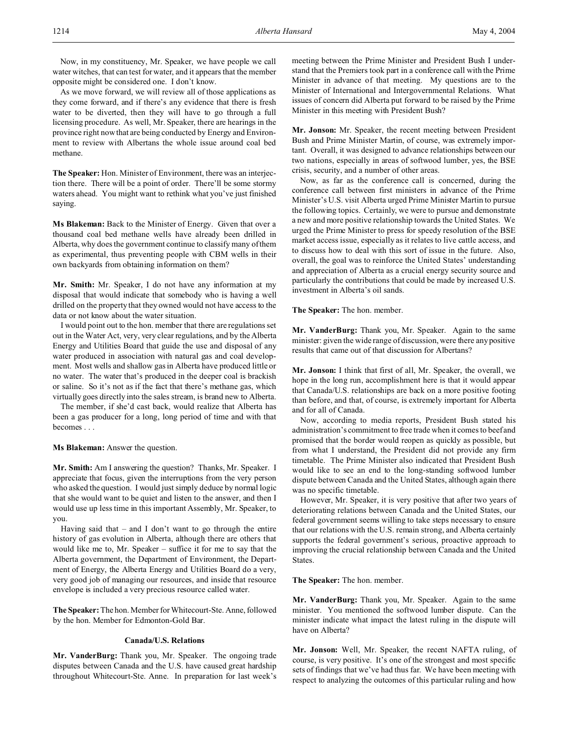Now, in my constituency, Mr. Speaker, we have people we call water witches, that can test for water, and it appears that the member opposite might be considered one. I don't know.

As we move forward, we will review all of those applications as they come forward, and if there's any evidence that there is fresh water to be diverted, then they will have to go through a full licensing procedure. As well, Mr. Speaker, there are hearings in the province right now that are being conducted by Energy and Environment to review with Albertans the whole issue around coal bed methane.

**The Speaker:** Hon. Minister of Environment, there was an interjection there. There will be a point of order. There'll be some stormy waters ahead. You might want to rethink what you've just finished saying.

**Ms Blakeman:** Back to the Minister of Energy. Given that over a thousand coal bed methane wells have already been drilled in Alberta, why does the government continue to classify many of them as experimental, thus preventing people with CBM wells in their own backyards from obtaining information on them?

**Mr. Smith:** Mr. Speaker, I do not have any information at my disposal that would indicate that somebody who is having a well drilled on the property that they owned would not have access to the data or not know about the water situation.

I would point out to the hon. member that there are regulations set out in the Water Act, very, very clear regulations, and by the Alberta Energy and Utilities Board that guide the use and disposal of any water produced in association with natural gas and coal development. Most wells and shallow gas in Alberta have produced little or no water. The water that's produced in the deeper coal is brackish or saline. So it's not as if the fact that there's methane gas, which virtually goes directly into the sales stream, is brand new to Alberta.

The member, if she'd cast back, would realize that Alberta has been a gas producer for a long, long period of time and with that becomes . . .

**Ms Blakeman:** Answer the question.

**Mr. Smith:** Am I answering the question? Thanks, Mr. Speaker. I appreciate that focus, given the interruptions from the very person who asked the question. I would just simply deduce by normal logic that she would want to be quiet and listen to the answer, and then I would use up less time in this important Assembly, Mr. Speaker, to you.

Having said that – and I don't want to go through the entire history of gas evolution in Alberta, although there are others that would like me to, Mr. Speaker – suffice it for me to say that the Alberta government, the Department of Environment, the Department of Energy, the Alberta Energy and Utilities Board do a very, very good job of managing our resources, and inside that resource envelope is included a very precious resource called water.

**The Speaker:** The hon. Member for Whitecourt-Ste. Anne, followed by the hon. Member for Edmonton-Gold Bar.

### Canada/U.S. Relations

**Mr. VanderBurg:** Thank you, Mr. Speaker. The ongoing trade disputes between Canada and the U.S. have caused great hardship throughout Whitecourt-Ste. Anne. In preparation for last week's meeting between the Prime Minister and President Bush I understand that the Premiers took part in a conference call with the Prime Minister in advance of that meeting. My questions are to the Minister of International and Intergovernmental Relations. What issues of concern did Alberta put forward to be raised by the Prime Minister in this meeting with President Bush?

**Mr. Jonson:** Mr. Speaker, the recent meeting between President Bush and Prime Minister Martin, of course, was extremely important. Overall, it was designed to advance relationships between our two nations, especially in areas of softwood lumber, yes, the BSE crisis, security, and a number of other areas.

Now, as far as the conference call is concerned, during the conference call between first ministers in advance of the Prime Minister's U.S. visit Alberta urged Prime Minister Martin to pursue the following topics. Certainly, we were to pursue and demonstrate a new and more positive relationship towards the United States. We urged the Prime Minister to press for speedy resolution of the BSE market access issue, especially as it relates to live cattle access, and to discuss how to deal with this sort of issue in the future. Also, overall, the goal was to reinforce the United States' understanding and appreciation of Alberta as a crucial energy security source and particularly the contributions that could be made by increased U.S. investment in Alberta's oil sands.

**The Speaker:** The hon. member.

**Mr. VanderBurg:** Thank you, Mr. Speaker. Again to the same minister: given the wide range of discussion, were there any positive results that came out of that discussion for Albertans?

**Mr. Jonson:** I think that first of all, Mr. Speaker, the overall, we hope in the long run, accomplishment here is that it would appear that Canada/U.S. relationships are back on a more positive footing than before, and that, of course, is extremely important for Alberta and for all of Canada.

Now, according to media reports, President Bush stated his administration's commitment to free trade when it comes to beef and promised that the border would reopen as quickly as possible, but from what I understand, the President did not provide any firm timetable. The Prime Minister also indicated that President Bush would like to see an end to the long-standing softwood lumber dispute between Canada and the United States, although again there was no specific timetable.

However, Mr. Speaker, it is very positive that after two years of deteriorating relations between Canada and the United States, our federal government seems willing to take steps necessary to ensure that our relations with the U.S. remain strong, and Alberta certainly supports the federal government's serious, proactive approach to improving the crucial relationship between Canada and the United States.

**The Speaker:** The hon. member.

**Mr. VanderBurg:** Thank you, Mr. Speaker. Again to the same minister. You mentioned the softwood lumber dispute. Can the minister indicate what impact the latest ruling in the dispute will have on Alberta?

**Mr. Jonson:** Well, Mr. Speaker, the recent NAFTA ruling, of course, is very positive. It's one of the strongest and most specific sets of findings that we've had thus far. We have been meeting with respect to analyzing the outcomes of this particular ruling and how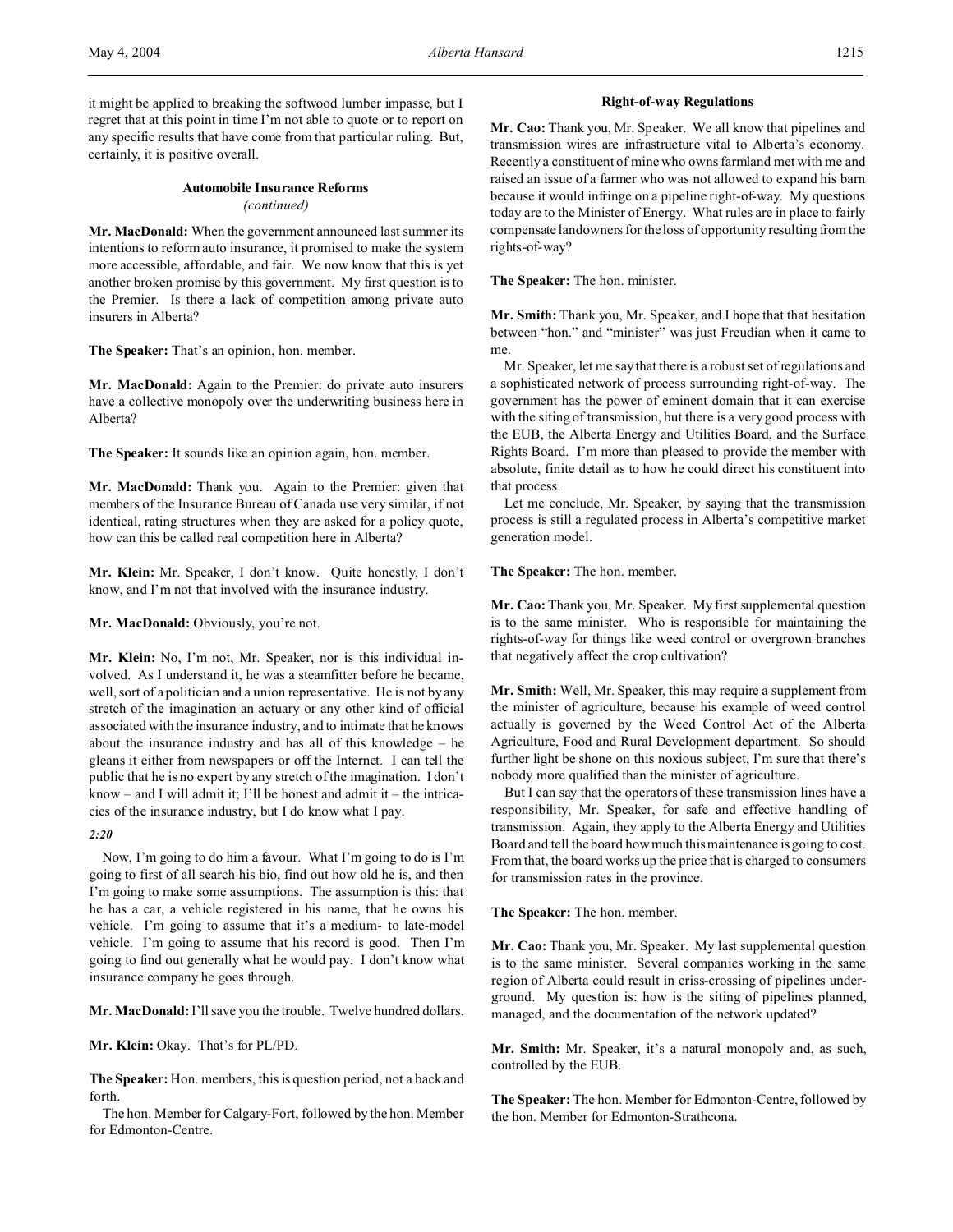it might be applied to breaking the softwood lumber impasse, but I regret that at this point in time I'm not able to quote or to report on any specific results that have come from that particular ruling. But, certainly, it is positive overall.

### Automobile Insurance Reforms
*(continued)*

**Mr. MacDonald:** When the government announced last summer its intentions to reform auto insurance, it promised to make the system more accessible, affordable, and fair. We now know that this is yet another broken promise by this government. My first question is to the Premier. Is there a lack of competition among private auto insurers in Alberta?

**The Speaker:** That's an opinion, hon. member.

**Mr. MacDonald:** Again to the Premier: do private auto insurers have a collective monopoly over the underwriting business here in Alberta?

**The Speaker:** It sounds like an opinion again, hon. member.

**Mr. MacDonald:** Thank you. Again to the Premier: given that members of the Insurance Bureau of Canada use very similar, if not identical, rating structures when they are asked for a policy quote, how can this be called real competition here in Alberta?

**Mr. Klein:** Mr. Speaker, I don't know. Quite honestly, I don't know, and I'm not that involved with the insurance industry.

**Mr. MacDonald:** Obviously, you're not.

**Mr. Klein:** No, I'm not, Mr. Speaker, nor is this individual involved. As I understand it, he was a steamfitter before he became, well, sort of a politician and a union representative. He is not by any stretch of the imagination an actuary or any other kind of official associated with the insurance industry, and to intimate that he knows about the insurance industry and has all of this knowledge – he gleans it either from newspapers or off the Internet. I can tell the public that he is no expert by any stretch of the imagination. I don't know – and I will admit it; I'll be honest and admit it – the intricacies of the insurance industry, but I do know what I pay.

*2:20*

Now, I'm going to do him a favour. What I'm going to do is I'm going to first of all search his bio, find out how old he is, and then I'm going to make some assumptions. The assumption is this: that he has a car, a vehicle registered in his name, that he owns his vehicle. I'm going to assume that it's a medium- to late-model vehicle. I'm going to assume that his record is good. Then I'm going to find out generally what he would pay. I don't know what insurance company he goes through.

**Mr. MacDonald:** I'll save you the trouble. Twelve hundred dollars.

**Mr. Klein:** Okay. That's for PL/PD.

**The Speaker:** Hon. members, this is question period, not a back and forth.

The hon. Member for Calgary-Fort, followed by the hon. Member for Edmonton-Centre.

### Right-of-way Regulations

**Mr. Cao:** Thank you, Mr. Speaker. We all know that pipelines and transmission wires are infrastructure vital to Alberta's economy. Recently a constituent of mine who owns farmland met with me and raised an issue of a farmer who was not allowed to expand his barn because it would infringe on a pipeline right-of-way. My questions today are to the Minister of Energy. What rules are in place to fairly compensate landowners for the loss of opportunity resulting from the rights-of-way?

**The Speaker:** The hon. minister.

**Mr. Smith:** Thank you, Mr. Speaker, and I hope that that hesitation between "hon." and "minister" was just Freudian when it came to me.

Mr. Speaker, let me say that there is a robust set of regulations and a sophisticated network of process surrounding right-of-way. The government has the power of eminent domain that it can exercise with the siting of transmission, but there is a very good process with the EUB, the Alberta Energy and Utilities Board, and the Surface Rights Board. I'm more than pleased to provide the member with absolute, finite detail as to how he could direct his constituent into that process.

Let me conclude, Mr. Speaker, by saying that the transmission process is still a regulated process in Alberta's competitive market generation model.

**The Speaker:** The hon. member.

**Mr. Cao:** Thank you, Mr. Speaker. My first supplemental question is to the same minister. Who is responsible for maintaining the rights-of-way for things like weed control or overgrown branches that negatively affect the crop cultivation?

**Mr. Smith:** Well, Mr. Speaker, this may require a supplement from the minister of agriculture, because his example of weed control actually is governed by the Weed Control Act of the Alberta Agriculture, Food and Rural Development department. So should further light be shone on this noxious subject, I'm sure that there's nobody more qualified than the minister of agriculture.

But I can say that the operators of these transmission lines have a responsibility, Mr. Speaker, for safe and effective handling of transmission. Again, they apply to the Alberta Energy and Utilities Board and tell the board how much this maintenance is going to cost. From that, the board works up the price that is charged to consumers for transmission rates in the province.

**The Speaker:** The hon. member.

**Mr. Cao:** Thank you, Mr. Speaker. My last supplemental question is to the same minister. Several companies working in the same region of Alberta could result in criss-crossing of pipelines underground. My question is: how is the siting of pipelines planned, managed, and the documentation of the network updated?

**Mr. Smith:** Mr. Speaker, it's a natural monopoly and, as such, controlled by the EUB.

**The Speaker:** The hon. Member for Edmonton-Centre, followed by the hon. Member for Edmonton-Strathcona.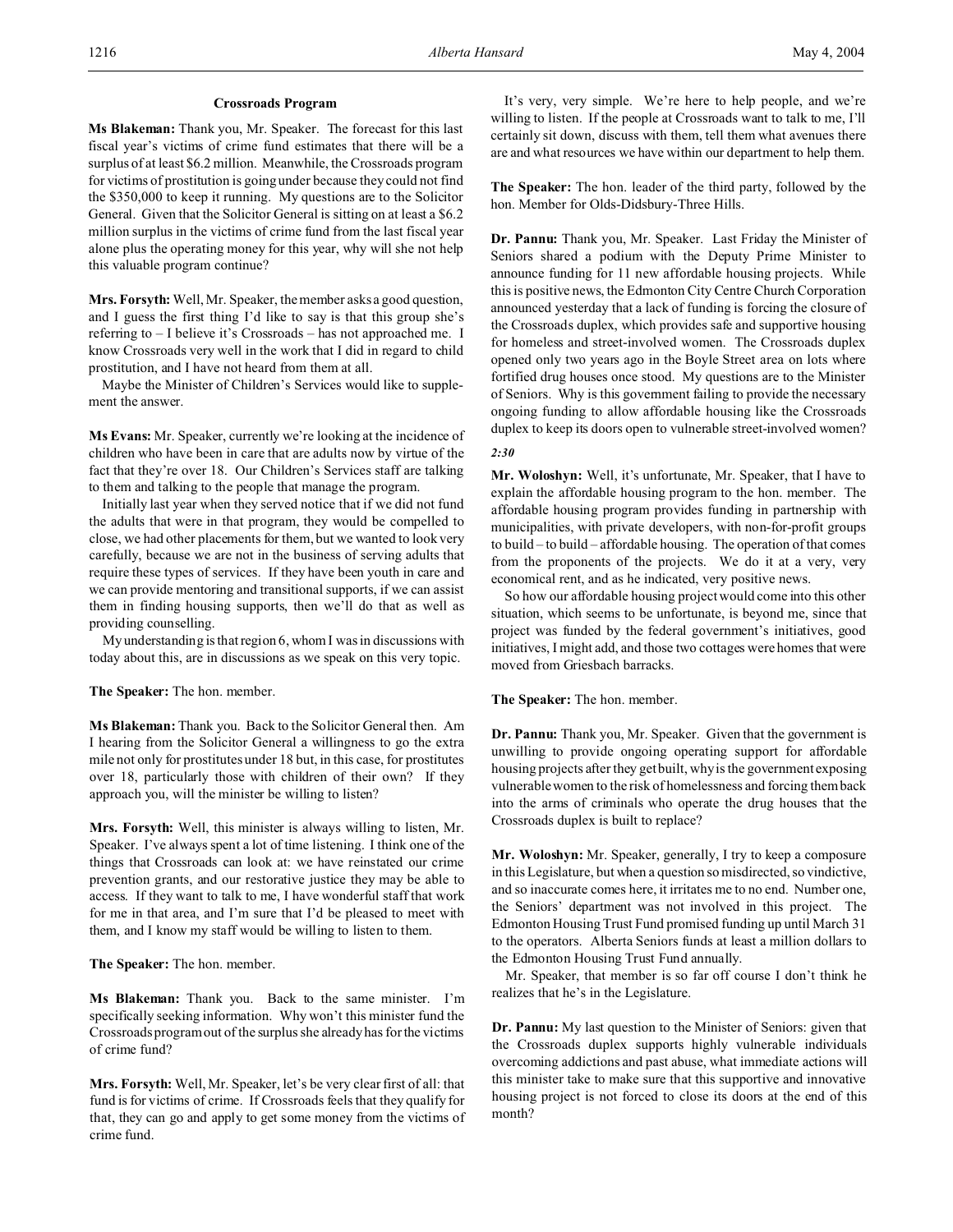### Crossroads Program

**Ms Blakeman:** Thank you, Mr. Speaker. The forecast for this last fiscal year's victims of crime fund estimates that there will be a surplus of at least $6.2 million. Meanwhile, the Crossroads program for victims of prostitution is going under because they could not find the $350,000 to keep it running. My questions are to the Solicitor General. Given that the Solicitor General is sitting on at least a $6.2 million surplus in the victims of crime fund from the last fiscal year alone plus the operating money for this year, why will she not help this valuable program continue?

**Mrs. Forsyth:** Well, Mr. Speaker, the member asks a good question, and I guess the first thing I'd like to say is that this group she's referring to – I believe it's Crossroads – has not approached me. I know Crossroads very well in the work that I did in regard to child prostitution, and I have not heard from them at all.

Maybe the Minister of Children's Services would like to supplement the answer.

**Ms Evans:** Mr. Speaker, currently we're looking at the incidence of children who have been in care that are adults now by virtue of the fact that they're over 18. Our Children's Services staff are talking to them and talking to the people that manage the program.

Initially last year when they served notice that if we did not fund the adults that were in that program, they would be compelled to close, we had other placements for them, but we wanted to look very carefully, because we are not in the business of serving adults that require these types of services. If they have been youth in care and we can provide mentoring and transitional supports, if we can assist them in finding housing supports, then we'll do that as well as providing counselling.

My understanding is that region 6, whom I was in discussions with today about this, are in discussions as we speak on this very topic.

**The Speaker:** The hon. member.

**Ms Blakeman:** Thank you. Back to the Solicitor General then. Am I hearing from the Solicitor General a willingness to go the extra mile not only for prostitutes under 18 but, in this case, for prostitutes over 18, particularly those with children of their own? If they approach you, will the minister be willing to listen?

**Mrs. Forsyth:** Well, this minister is always willing to listen, Mr. Speaker. I've always spent a lot of time listening. I think one of the things that Crossroads can look at: we have reinstated our crime prevention grants, and our restorative justice they may be able to access. If they want to talk to me, I have wonderful staff that work for me in that area, and I'm sure that I'd be pleased to meet with them, and I know my staff would be willing to listen to them.

**The Speaker:** The hon. member.

**Ms Blakeman:** Thank you. Back to the same minister. I'm specifically seeking information. Why won't this minister fund the Crossroads program out of the surplus she already has for the victims of crime fund?

**Mrs. Forsyth:** Well, Mr. Speaker, let's be very clear first of all: that fund is for victims of crime. If Crossroads feels that they qualify for that, they can go and apply to get some money from the victims of crime fund.

It's very, very simple. We're here to help people, and we're willing to listen. If the people at Crossroads want to talk to me, I'll certainly sit down, discuss with them, tell them what avenues there are and what resources we have within our department to help them.

**The Speaker:** The hon. leader of the third party, followed by the hon. Member for Olds-Didsbury-Three Hills.

**Dr. Pannu:** Thank you, Mr. Speaker. Last Friday the Minister of Seniors shared a podium with the Deputy Prime Minister to announce funding for 11 new affordable housing projects. While this is positive news, the Edmonton City Centre Church Corporation announced yesterday that a lack of funding is forcing the closure of the Crossroads duplex, which provides safe and supportive housing for homeless and street-involved women. The Crossroads duplex opened only two years ago in the Boyle Street area on lots where fortified drug houses once stood. My questions are to the Minister of Seniors. Why is this government failing to provide the necessary ongoing funding to allow affordable housing like the Crossroads duplex to keep its doors open to vulnerable street-involved women?

*2:30*

**Mr. Woloshyn:** Well, it's unfortunate, Mr. Speaker, that I have to explain the affordable housing program to the hon. member. The affordable housing program provides funding in partnership with municipalities, with private developers, with non-for-profit groups to build – to build – affordable housing. The operation of that comes from the proponents of the projects. We do it at a very, very economical rent, and as he indicated, very positive news.

So how our affordable housing project would come into this other situation, which seems to be unfortunate, is beyond me, since that project was funded by the federal government's initiatives, good initiatives, I might add, and those two cottages were homes that were moved from Griesbach barracks.

**The Speaker:** The hon. member.

**Dr. Pannu:** Thank you, Mr. Speaker. Given that the government is unwilling to provide ongoing operating support for affordable housing projects after they get built, why is the government exposing vulnerable women to the risk of homelessness and forcing them back into the arms of criminals who operate the drug houses that the Crossroads duplex is built to replace?

**Mr. Woloshyn:** Mr. Speaker, generally, I try to keep a composure in this Legislature, but when a question so misdirected, so vindictive, and so inaccurate comes here, it irritates me to no end. Number one, the Seniors' department was not involved in this project. The Edmonton Housing Trust Fund promised funding up until March 31 to the operators. Alberta Seniors funds at least a million dollars to the Edmonton Housing Trust Fund annually.

Mr. Speaker, that member is so far off course I don't think he realizes that he's in the Legislature.

**Dr. Pannu:** My last question to the Minister of Seniors: given that the Crossroads duplex supports highly vulnerable individuals overcoming addictions and past abuse, what immediate actions will this minister take to make sure that this supportive and innovative housing project is not forced to close its doors at the end of this month?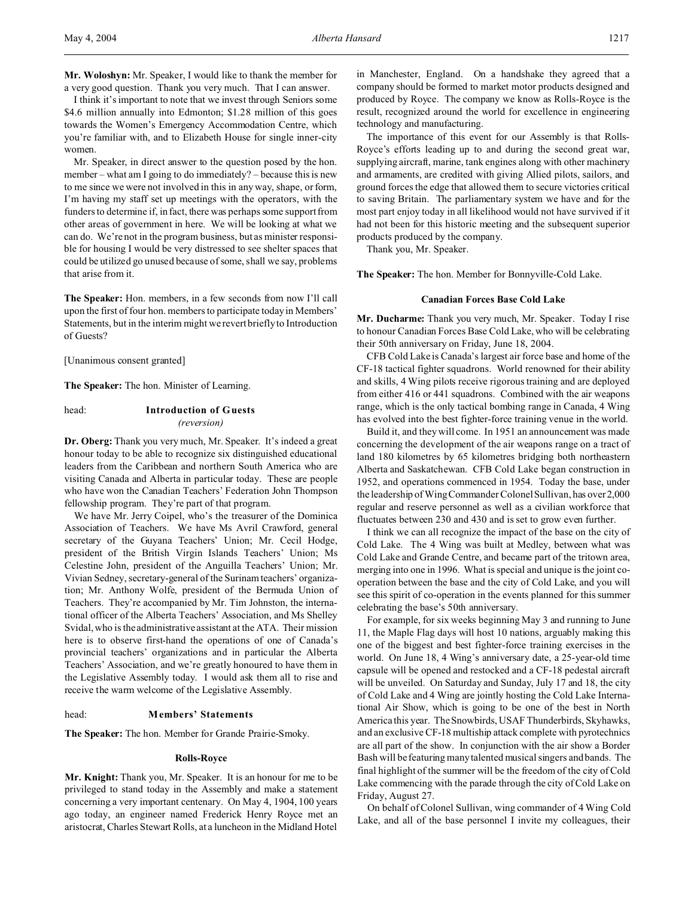**Mr. Woloshyn:** Mr. Speaker, I would like to thank the member for a very good question. Thank you very much. That I can answer.

I think it's important to note that we invest through Seniors some $4.6 million annually into Edmonton; $1.28 million of this goes towards the Women's Emergency Accommodation Centre, which you're familiar with, and to Elizabeth House for single inner-city women.

Mr. Speaker, in direct answer to the question posed by the hon. member – what am I going to do immediately? – because this is new to me since we were not involved in this in any way, shape, or form, I'm having my staff set up meetings with the operators, with the funders to determine if, in fact, there was perhaps some support from other areas of government in here. We will be looking at what we can do. We're not in the program business, but as minister responsible for housing I would be very distressed to see shelter spaces that could be utilized go unused because of some, shall we say, problems that arise from it.

**The Speaker:** Hon. members, in a few seconds from now I'll call upon the first of four hon. members to participate today in Members' Statements, but in the interim might we revert briefly to Introduction of Guests?

[Unanimous consent granted]

**The Speaker:** The hon. Minister of Learning.

## head: Introduction of Guests
*(reversion)*

**Dr. Oberg:** Thank you very much, Mr. Speaker. It's indeed a great honour today to be able to recognize six distinguished educational leaders from the Caribbean and northern South America who are visiting Canada and Alberta in particular today. These are people who have won the Canadian Teachers' Federation John Thompson fellowship program. They're part of that program.

We have Mr. Jerry Coipel, who's the treasurer of the Dominica Association of Teachers. We have Ms Avril Crawford, general secretary of the Guyana Teachers' Union; Mr. Cecil Hodge, president of the British Virgin Islands Teachers' Union; Ms Celestine John, president of the Anguilla Teachers' Union; Mr. Vivian Sedney, secretary-general of the Surinam teachers' organization; Mr. Anthony Wolfe, president of the Bermuda Union of Teachers. They're accompanied by Mr. Tim Johnston, the international officer of the Alberta Teachers' Association, and Ms Shelley Svidal, who is the administrative assistant at the ATA. Their mission here is to observe first-hand the operations of one of Canada's provincial teachers' organizations and in particular the Alberta Teachers' Association, and we're greatly honoured to have them in the Legislative Assembly today. I would ask them all to rise and receive the warm welcome of the Legislative Assembly.

## head: Members' Statements

**The Speaker:** The hon. Member for Grande Prairie-Smoky.

### Rolls-Royce

**Mr. Knight:** Thank you, Mr. Speaker. It is an honour for me to be privileged to stand today in the Assembly and make a statement concerning a very important centenary. On May 4, 1904, 100 years ago today, an engineer named Frederick Henry Royce met an aristocrat, Charles Stewart Rolls, at a luncheon in the Midland Hotel in Manchester, England. On a handshake they agreed that a company should be formed to market motor products designed and produced by Royce. The company we know as Rolls-Royce is the result, recognized around the world for excellence in engineering technology and manufacturing.

The importance of this event for our Assembly is that Rolls-Royce's efforts leading up to and during the second great war, supplying aircraft, marine, tank engines along with other machinery and armaments, are credited with giving Allied pilots, sailors, and ground forces the edge that allowed them to secure victories critical to saving Britain. The parliamentary system we have and for the most part enjoy today in all likelihood would not have survived if it had not been for this historic meeting and the subsequent superior products produced by the company.

Thank you, Mr. Speaker.

**The Speaker:** The hon. Member for Bonnyville-Cold Lake.

### Canadian Forces Base Cold Lake

**Mr. Ducharme:** Thank you very much, Mr. Speaker. Today I rise to honour Canadian Forces Base Cold Lake, who will be celebrating their 50th anniversary on Friday, June 18, 2004.

CFB Cold Lake is Canada's largest air force base and home of the CF-18 tactical fighter squadrons. World renowned for their ability and skills, 4 Wing pilots receive rigorous training and are deployed from either 416 or 441 squadrons. Combined with the air weapons range, which is the only tactical bombing range in Canada, 4 Wing has evolved into the best fighter-force training venue in the world.

Build it, and they will come. In 1951 an announcement was made concerning the development of the air weapons range on a tract of land 180 kilometres by 65 kilometres bridging both northeastern Alberta and Saskatchewan. CFB Cold Lake began construction in 1952, and operations commenced in 1954. Today the base, under the leadership of Wing Commander Colonel Sullivan, has over 2,000 regular and reserve personnel as well as a civilian workforce that fluctuates between 230 and 430 and is set to grow even further.

I think we can all recognize the impact of the base on the city of Cold Lake. The 4 Wing was built at Medley, between what was Cold Lake and Grande Centre, and became part of the tritown area, merging into one in 1996. What is special and unique is the joint co-operation between the base and the city of Cold Lake, and you will see this spirit of co-operation in the events planned for this summer celebrating the base's 50th anniversary.

For example, for six weeks beginning May 3 and running to June 11, the Maple Flag days will host 10 nations, arguably making this one of the biggest and best fighter-force training exercises in the world. On June 18, 4 Wing's anniversary date, a 25-year-old time capsule will be opened and restocked and a CF-18 pedestal aircraft will be unveiled. On Saturday and Sunday, July 17 and 18, the city of Cold Lake and 4 Wing are jointly hosting the Cold Lake International Air Show, which is going to be one of the best in North America this year. The Snowbirds, USAF Thunderbirds, Skyhawks, and an exclusive CF-18 multiship attack complete with pyrotechnics are all part of the show. In conjunction with the air show a Border Bash will be featuring many talented musical singers and bands. The final highlight of the summer will be the freedom of the city of Cold Lake commencing with the parade through the city of Cold Lake on Friday, August 27.

On behalf of Colonel Sullivan, wing commander of 4 Wing Cold Lake, and all of the base personnel I invite my colleagues, their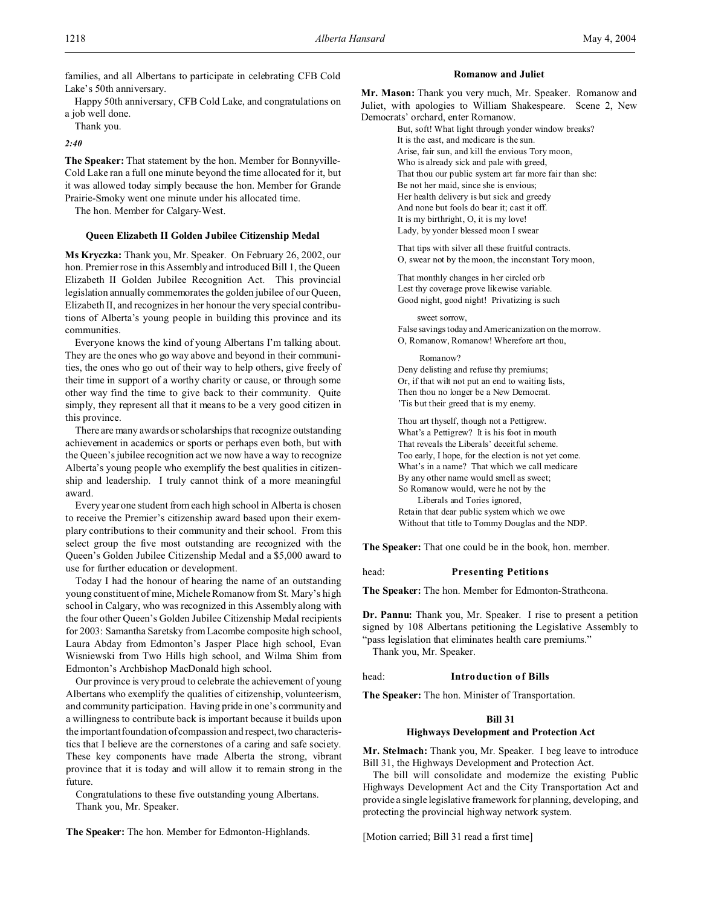families, and all Albertans to participate in celebrating CFB Cold Lake's 50th anniversary.

Happy 50th anniversary, CFB Cold Lake, and congratulations on a job well done.

Thank you.

*2:40*

**The Speaker:** That statement by the hon. Member for Bonnyville-Cold Lake ran a full one minute beyond the time allocated for it, but it was allowed today simply because the hon. Member for Grande Prairie-Smoky went one minute under his allocated time.

The hon. Member for Calgary-West.

### Queen Elizabeth II Golden Jubilee Citizenship Medal

**Ms Kryczka:** Thank you, Mr. Speaker. On February 26, 2002, our hon. Premier rose in this Assembly and introduced Bill 1, the Queen Elizabeth II Golden Jubilee Recognition Act. This provincial legislation annually commemorates the golden jubilee of our Queen, Elizabeth II, and recognizes in her honour the very special contributions of Alberta's young people in building this province and its communities.

Everyone knows the kind of young Albertans I'm talking about. They are the ones who go way above and beyond in their communities, the ones who go out of their way to help others, give freely of their time in support of a worthy charity or cause, or through some other way find the time to give back to their community. Quite simply, they represent all that it means to be a very good citizen in this province.

There are many awards or scholarships that recognize outstanding achievement in academics or sports or perhaps even both, but with the Queen's jubilee recognition act we now have a way to recognize Alberta's young people who exemplify the best qualities in citizenship and leadership. I truly cannot think of a more meaningful award.

Every year one student from each high school in Alberta is chosen to receive the Premier's citizenship award based upon their exemplary contributions to their community and their school. From this select group the five most outstanding are recognized with the Queen's Golden Jubilee Citizenship Medal and a $5,000 award to use for further education or development.

Today I had the honour of hearing the name of an outstanding young constituent of mine, Michele Romanow from St. Mary's high school in Calgary, who was recognized in this Assembly along with the four other Queen's Golden Jubilee Citizenship Medal recipients for 2003: Samantha Saretsky from Lacombe composite high school, Laura Abday from Edmonton's Jasper Place high school, Evan Wisniewski from Two Hills high school, and Wilma Shim from Edmonton's Archbishop MacDonald high school.

Our province is very proud to celebrate the achievement of young Albertans who exemplify the qualities of citizenship, volunteerism, and community participation. Having pride in one's community and a willingness to contribute back is important because it builds upon the important foundation of compassion and respect, two characteristics that I believe are the cornerstones of a caring and safe society. These key components have made Alberta the strong, vibrant province that it is today and will allow it to remain strong in the future.

Congratulations to these five outstanding young Albertans.

Thank you, Mr. Speaker.

**The Speaker:** The hon. Member for Edmonton-Highlands.

### Romanow and Juliet

**Mr. Mason:** Thank you very much, Mr. Speaker. Romanow and Juliet, with apologies to William Shakespeare. Scene 2, New Democrats' orchard, enter Romanow.

> But, soft! What light through yonder window breaks?
> It is the east, and medicare is the sun.
> Arise, fair sun, and kill the envious Tory moon,
> Who is already sick and pale with greed,
> That thou our public system art far more fair than she:
> Be not her maid, since she is envious;
> Her health delivery is but sick and greedy
> And none but fools do bear it; cast it off.
> It is my birthright, O, it is my love!
> Lady, by yonder blessed moon I swear
>
> That tips with silver all these fruitful contracts.
> O, swear not by the moon, the inconstant Tory moon,
>
> That monthly changes in her circled orb
> Lest thy coverage prove likewise variable.
> Good night, good night! Privatizing is such sweet sorrow,
> False savings today and Americanization on the morrow.
> O, Romanow, Romanow! Wherefore art thou, Romanow?
> Deny delisting and refuse thy premiums;
> Or, if that wilt not put an end to waiting lists,
> Then thou no longer be a New Democrat.
> 'Tis but their greed that is my enemy.
>
> Thou art thyself, though not a Pettigrew.
> What's a Pettigrew? It is his foot in mouth
> That reveals the Liberals' deceitful scheme.
> Too early, I hope, for the election is not yet come.
> What's in a name? That which we call medicare
> By any other name would smell as sweet;
> So Romanow would, were he not by the Liberals and Tories ignored,
> Retain that dear public system which we owe
> Without that title to Tommy Douglas and the NDP.

**The Speaker:** That one could be in the book, hon. member.

## head: Presenting Petitions

**The Speaker:** The hon. Member for Edmonton-Strathcona.

**Dr. Pannu:** Thank you, Mr. Speaker. I rise to present a petition signed by 108 Albertans petitioning the Legislative Assembly to "pass legislation that eliminates health care premiums."

Thank you, Mr. Speaker.

## head: Introduction of Bills

**The Speaker:** The hon. Minister of Transportation.

### Bill 31
### Highways Development and Protection Act

**Mr. Stelmach:** Thank you, Mr. Speaker. I beg leave to introduce Bill 31, the Highways Development and Protection Act.

The bill will consolidate and modernize the existing Public Highways Development Act and the City Transportation Act and provide a single legislative framework for planning, developing, and protecting the provincial highway network system.

[Motion carried; Bill 31 read a first time]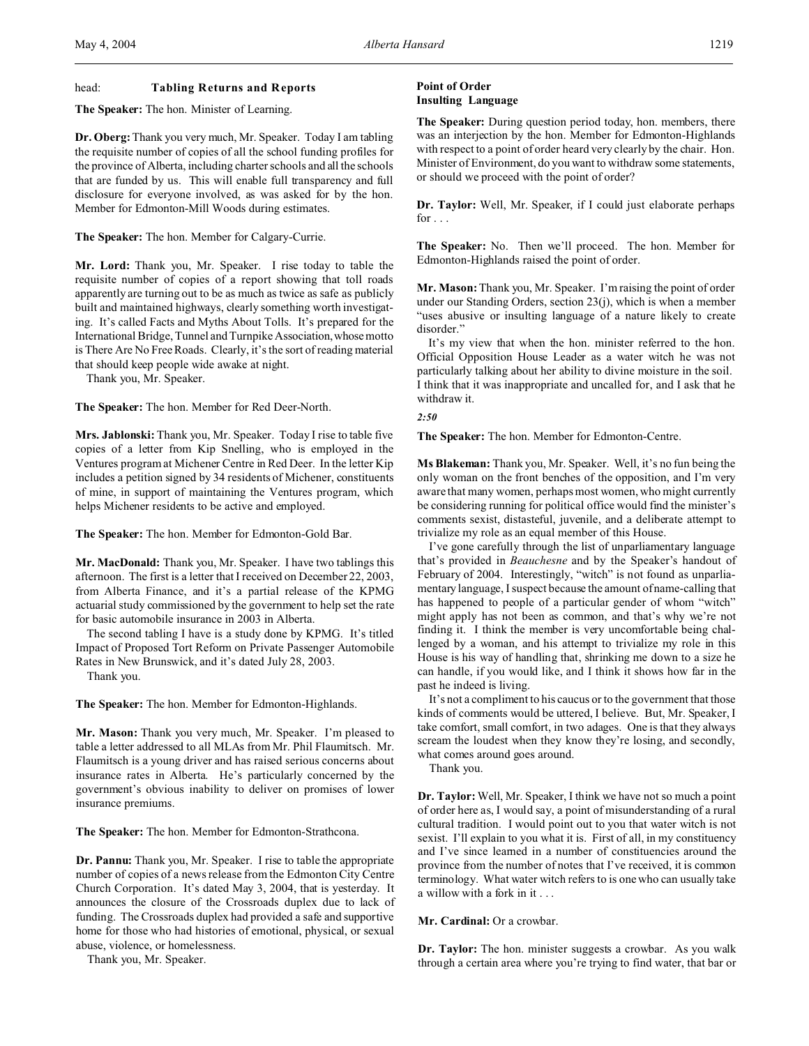head: **Tabling Returns and Reports**

**The Speaker:** The hon. Minister of Learning.

**Dr. Oberg:** Thank you very much, Mr. Speaker. Today I am tabling the requisite number of copies of all the school funding profiles for the province of Alberta, including charter schools and all the schools that are funded by us. This will enable full transparency and full disclosure for everyone involved, as was asked for by the hon. Member for Edmonton-Mill Woods during estimates.

**The Speaker:** The hon. Member for Calgary-Currie.

**Mr. Lord:** Thank you, Mr. Speaker. I rise today to table the requisite number of copies of a report showing that toll roads apparently are turning out to be as much as twice as safe as publicly built and maintained highways, clearly something worth investigating. It's called Facts and Myths About Tolls. It's prepared for the International Bridge, Tunnel and Turnpike Association, whose motto is There Are No Free Roads. Clearly, it's the sort of reading material that should keep people wide awake at night.

Thank you, Mr. Speaker.

**The Speaker:** The hon. Member for Red Deer-North.

**Mrs. Jablonski:** Thank you, Mr. Speaker. Today I rise to table five copies of a letter from Kip Snelling, who is employed in the Ventures program at Michener Centre in Red Deer. In the letter Kip includes a petition signed by 34 residents of Michener, constituents of mine, in support of maintaining the Ventures program, which helps Michener residents to be active and employed.

**The Speaker:** The hon. Member for Edmonton-Gold Bar.

**Mr. MacDonald:** Thank you, Mr. Speaker. I have two tablings this afternoon. The first is a letter that I received on December 22, 2003, from Alberta Finance, and it's a partial release of the KPMG actuarial study commissioned by the government to help set the rate for basic automobile insurance in 2003 in Alberta.

The second tabling I have is a study done by KPMG. It's titled Impact of Proposed Tort Reform on Private Passenger Automobile Rates in New Brunswick, and it's dated July 28, 2003.

Thank you.

**The Speaker:** The hon. Member for Edmonton-Highlands.

**Mr. Mason:** Thank you very much, Mr. Speaker. I'm pleased to table a letter addressed to all MLAs from Mr. Phil Flaumitsch. Mr. Flaumitsch is a young driver and has raised serious concerns about insurance rates in Alberta. He's particularly concerned by the government's obvious inability to deliver on promises of lower insurance premiums.

**The Speaker:** The hon. Member for Edmonton-Strathcona.

**Dr. Pannu:** Thank you, Mr. Speaker. I rise to table the appropriate number of copies of a news release from the Edmonton City Centre Church Corporation. It's dated May 3, 2004, that is yesterday. It announces the closure of the Crossroads duplex due to lack of funding. The Crossroads duplex had provided a safe and supportive home for those who had histories of emotional, physical, or sexual abuse, violence, or homelessness.

Thank you, Mr. Speaker.

**Point of Order**
**Insulting Language**

**The Speaker:** During question period today, hon. members, there was an interjection by the hon. Member for Edmonton-Highlands with respect to a point of order heard very clearly by the chair. Hon. Minister of Environment, do you want to withdraw some statements, or should we proceed with the point of order?

**Dr. Taylor:** Well, Mr. Speaker, if I could just elaborate perhaps for . . .

**The Speaker:** No. Then we'll proceed. The hon. Member for Edmonton-Highlands raised the point of order.

**Mr. Mason:** Thank you, Mr. Speaker. I'm raising the point of order under our Standing Orders, section 23(j), which is when a member "uses abusive or insulting language of a nature likely to create disorder."

It's my view that when the hon. minister referred to the hon. Official Opposition House Leader as a water witch he was not particularly talking about her ability to divine moisture in the soil. I think that it was inappropriate and uncalled for, and I ask that he withdraw it.

*2:50*

**The Speaker:** The hon. Member for Edmonton-Centre.

**Ms Blakeman:** Thank you, Mr. Speaker. Well, it's no fun being the only woman on the front benches of the opposition, and I'm very aware that many women, perhaps most women, who might currently be considering running for political office would find the minister's comments sexist, distasteful, juvenile, and a deliberate attempt to trivialize my role as an equal member of this House.

I've gone carefully through the list of unparliamentary language that's provided in *Beauchesne* and by the Speaker's handout of February of 2004. Interestingly, "witch" is not found as unparliamentary language, I suspect because the amount of name-calling that has happened to people of a particular gender of whom "witch" might apply has not been as common, and that's why we're not finding it. I think the member is very uncomfortable being challenged by a woman, and his attempt to trivialize my role in this House is his way of handling that, shrinking me down to a size he can handle, if you would like, and I think it shows how far in the past he indeed is living.

It's not a compliment to his caucus or to the government that those kinds of comments would be uttered, I believe. But, Mr. Speaker, I take comfort, small comfort, in two adages. One is that they always scream the loudest when they know they're losing, and secondly, what comes around goes around.

Thank you.

**Dr. Taylor:** Well, Mr. Speaker, I think we have not so much a point of order here as, I would say, a point of misunderstanding of a rural cultural tradition. I would point out to you that water witch is not sexist. I'll explain to you what it is. First of all, in my constituency and I've since learned in a number of constituencies around the province from the number of notes that I've received, it is common terminology. What water witch refers to is one who can usually take a willow with a fork in it . . .

**Mr. Cardinal:** Or a crowbar.

**Dr. Taylor:** The hon. minister suggests a crowbar. As you walk through a certain area where you're trying to find water, that bar or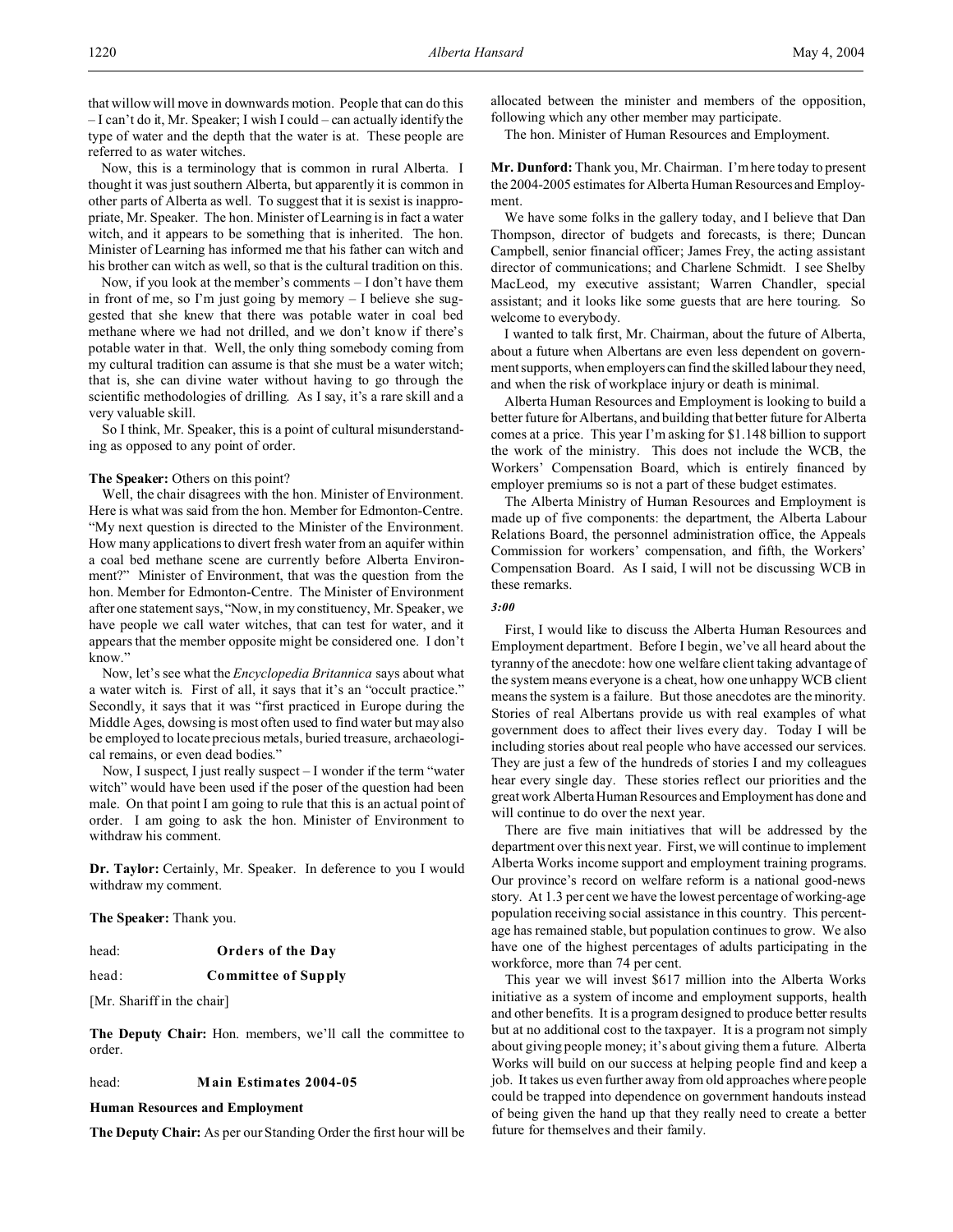that willow will move in downwards motion. People that can do this – I can't do it, Mr. Speaker; I wish I could – can actually identify the type of water and the depth that the water is at. These people are referred to as water witches.

Now, this is a terminology that is common in rural Alberta. I thought it was just southern Alberta, but apparently it is common in other parts of Alberta as well. To suggest that it is sexist is inappropriate, Mr. Speaker. The hon. Minister of Learning is in fact a water witch, and it appears to be something that is inherited. The hon. Minister of Learning has informed me that his father can witch and his brother can witch as well, so that is the cultural tradition on this.

Now, if you look at the member's comments – I don't have them in front of me, so I'm just going by memory – I believe she suggested that she knew that there was potable water in coal bed methane where we had not drilled, and we don't know if there's potable water in that. Well, the only thing somebody coming from my cultural tradition can assume is that she must be a water witch; that is, she can divine water without having to go through the scientific methodologies of drilling. As I say, it's a rare skill and a very valuable skill.

So I think, Mr. Speaker, this is a point of cultural misunderstanding as opposed to any point of order.

**The Speaker:** Others on this point?

Well, the chair disagrees with the hon. Minister of Environment. Here is what was said from the hon. Member for Edmonton-Centre. "My next question is directed to the Minister of the Environment. How many applications to divert fresh water from an aquifer within a coal bed methane scene are currently before Alberta Environment?" Minister of Environment, that was the question from the hon. Member for Edmonton-Centre. The Minister of Environment after one statement says, "Now, in my constituency, Mr. Speaker, we have people we call water witches, that can test for water, and it appears that the member opposite might be considered one. I don't know."

Now, let's see what the *Encyclopedia Britannica* says about what a water witch is. First of all, it says that it's an "occult practice." Secondly, it says that it was "first practiced in Europe during the Middle Ages, dowsing is most often used to find water but may also be employed to locate precious metals, buried treasure, archaeological remains, or even dead bodies."

Now, I suspect, I just really suspect – I wonder if the term "water witch" would have been used if the poser of the question had been male. On that point I am going to rule that this is an actual point of order. I am going to ask the hon. Minister of Environment to withdraw his comment.

**Dr. Taylor:** Certainly, Mr. Speaker. In deference to you I would withdraw my comment.

**The Speaker:** Thank you.

head: **Orders of the Day**

head: **Committee of Supply**

[Mr. Shariff in the chair]

**The Deputy Chair:** Hon. members, we'll call the committee to order.

head: **Main Estimates 2004-05**

**Human Resources and Employment**

**The Deputy Chair:** As per our Standing Order the first hour will be allocated between the minister and members of the opposition, following which any other member may participate.

The hon. Minister of Human Resources and Employment.

**Mr. Dunford:** Thank you, Mr. Chairman. I'm here today to present the 2004-2005 estimates for Alberta Human Resources and Employment.

We have some folks in the gallery today, and I believe that Dan Thompson, director of budgets and forecasts, is there; Duncan Campbell, senior financial officer; James Frey, the acting assistant director of communications; and Charlene Schmidt. I see Shelby MacLeod, my executive assistant; Warren Chandler, special assistant; and it looks like some guests that are here touring. So welcome to everybody.

I wanted to talk first, Mr. Chairman, about the future of Alberta, about a future when Albertans are even less dependent on government supports, when employers can find the skilled labour they need, and when the risk of workplace injury or death is minimal.

Alberta Human Resources and Employment is looking to build a better future for Albertans, and building that better future for Alberta comes at a price. This year I'm asking for \$1.148 billion to support the work of the ministry. This does not include the WCB, the Workers' Compensation Board, which is entirely financed by employer premiums so is not a part of these budget estimates.

The Alberta Ministry of Human Resources and Employment is made up of five components: the department, the Alberta Labour Relations Board, the personnel administration office, the Appeals Commission for workers' compensation, and fifth, the Workers' Compensation Board. As I said, I will not be discussing WCB in these remarks.

*3:00*

First, I would like to discuss the Alberta Human Resources and Employment department. Before I begin, we've all heard about the tyranny of the anecdote: how one welfare client taking advantage of the system means everyone is a cheat, how one unhappy WCB client means the system is a failure. But those anecdotes are the minority. Stories of real Albertans provide us with real examples of what government does to affect their lives every day. Today I will be including stories about real people who have accessed our services. They are just a few of the hundreds of stories I and my colleagues hear every single day. These stories reflect our priorities and the great work Alberta Human Resources and Employment has done and will continue to do over the next year.

There are five main initiatives that will be addressed by the department over this next year. First, we will continue to implement Alberta Works income support and employment training programs. Our province's record on welfare reform is a national good-news story. At 1.3 per cent we have the lowest percentage of working-age population receiving social assistance in this country. This percentage has remained stable, but population continues to grow. We also have one of the highest percentages of adults participating in the workforce, more than 74 per cent.

This year we will invest \$617 million into the Alberta Works initiative as a system of income and employment supports, health and other benefits. It is a program designed to produce better results but at no additional cost to the taxpayer. It is a program not simply about giving people money; it's about giving them a future. Alberta Works will build on our success at helping people find and keep a job. It takes us even further away from old approaches where people could be trapped into dependence on government handouts instead of being given the hand up that they really need to create a better future for themselves and their family.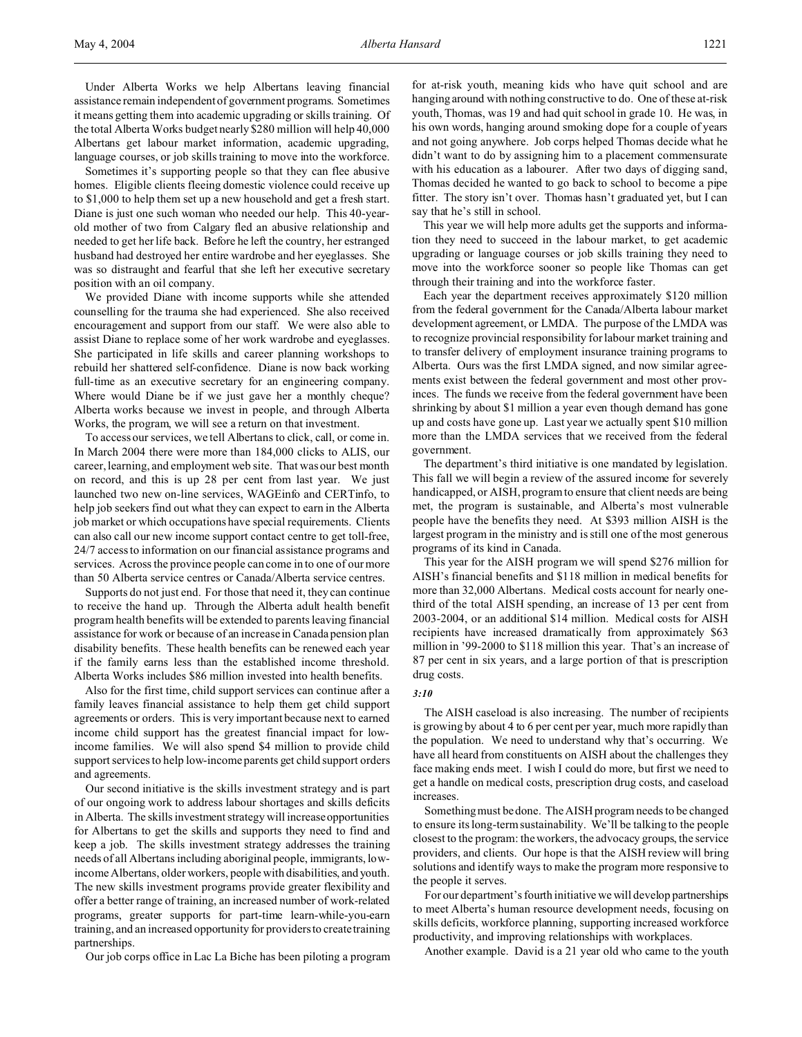Under Alberta Works we help Albertans leaving financial assistance remain independent of government programs. Sometimes it means getting them into academic upgrading or skills training. Of the total Alberta Works budget nearly $280 million will help 40,000 Albertans get labour market information, academic upgrading, language courses, or job skills training to move into the workforce.

Sometimes it's supporting people so that they can flee abusive homes. Eligible clients fleeing domestic violence could receive up to $1,000 to help them set up a new household and get a fresh start. Diane is just one such woman who needed our help. This 40-year-old mother of two from Calgary fled an abusive relationship and needed to get her life back. Before he left the country, her estranged husband had destroyed her entire wardrobe and her eyeglasses. She was so distraught and fearful that she left her executive secretary position with an oil company.

We provided Diane with income supports while she attended counselling for the trauma she had experienced. She also received encouragement and support from our staff. We were also able to assist Diane to replace some of her work wardrobe and eyeglasses. She participated in life skills and career planning workshops to rebuild her shattered self-confidence. Diane is now back working full-time as an executive secretary for an engineering company. Where would Diane be if we just gave her a monthly cheque? Alberta works because we invest in people, and through Alberta Works, the program, we will see a return on that investment.

To access our services, we tell Albertans to click, call, or come in. In March 2004 there were more than 184,000 clicks to ALIS, our career, learning, and employment web site. That was our best month on record, and this is up 28 per cent from last year. We just launched two new on-line services, WAGEinfo and CERTinfo, to help job seekers find out what they can expect to earn in the Alberta job market or which occupations have special requirements. Clients can also call our new income support contact centre to get toll-free, 24/7 access to information on our financial assistance programs and services. Across the province people can come in to one of our more than 50 Alberta service centres or Canada/Alberta service centres.

Supports do not just end. For those that need it, they can continue to receive the hand up. Through the Alberta adult health benefit program health benefits will be extended to parents leaving financial assistance for work or because of an increase in Canada pension plan disability benefits. These health benefits can be renewed each year if the family earns less than the established income threshold. Alberta Works includes $86 million invested into health benefits.

Also for the first time, child support services can continue after a family leaves financial assistance to help them get child support agreements or orders. This is very important because next to earned income child support has the greatest financial impact for low-income families. We will also spend $4 million to provide child support services to help low-income parents get child support orders and agreements.

Our second initiative is the skills investment strategy and is part of our ongoing work to address labour shortages and skills deficits in Alberta. The skills investment strategy will increase opportunities for Albertans to get the skills and supports they need to find and keep a job. The skills investment strategy addresses the training needs of all Albertans including aboriginal people, immigrants, low-income Albertans, older workers, people with disabilities, and youth. The new skills investment programs provide greater flexibility and offer a better range of training, an increased number of work-related programs, greater supports for part-time learn-while-you-earn training, and an increased opportunity for providers to create training partnerships.

Our job corps office in Lac La Biche has been piloting a program for at-risk youth, meaning kids who have quit school and are hanging around with nothing constructive to do. One of these at-risk youth, Thomas, was 19 and had quit school in grade 10. He was, in his own words, hanging around smoking dope for a couple of years and not going anywhere. Job corps helped Thomas decide what he didn't want to do by assigning him to a placement commensurate with his education as a labourer. After two days of digging sand, Thomas decided he wanted to go back to school to become a pipe fitter. The story isn't over. Thomas hasn't graduated yet, but I can say that he's still in school.

This year we will help more adults get the supports and information they need to succeed in the labour market, to get academic upgrading or language courses or job skills training they need to move into the workforce sooner so people like Thomas can get through their training and into the workforce faster.

Each year the department receives approximately $120 million from the federal government for the Canada/Alberta labour market development agreement, or LMDA. The purpose of the LMDA was to recognize provincial responsibility for labour market training and to transfer delivery of employment insurance training programs to Alberta. Ours was the first LMDA signed, and now similar agreements exist between the federal government and most other provinces. The funds we receive from the federal government have been shrinking by about $1 million a year even though demand has gone up and costs have gone up. Last year we actually spent $10 million more than the LMDA services that we received from the federal government.

The department's third initiative is one mandated by legislation. This fall we will begin a review of the assured income for severely handicapped, or AISH, program to ensure that client needs are being met, the program is sustainable, and Alberta's most vulnerable people have the benefits they need. At $393 million AISH is the largest program in the ministry and is still one of the most generous programs of its kind in Canada.

This year for the AISH program we will spend $276 million for AISH's financial benefits and $118 million in medical benefits for more than 32,000 Albertans. Medical costs account for nearly one-third of the total AISH spending, an increase of 13 per cent from 2003-2004, or an additional $14 million. Medical costs for AISH recipients have increased dramatically from approximately $63 million in '99-2000 to $118 million this year. That's an increase of 87 per cent in six years, and a large portion of that is prescription drug costs.

*3:10*

The AISH caseload is also increasing. The number of recipients is growing by about 4 to 6 per cent per year, much more rapidly than the population. We need to understand why that's occurring. We have all heard from constituents on AISH about the challenges they face making ends meet. I wish I could do more, but first we need to get a handle on medical costs, prescription drug costs, and caseload increases.

Something must be done. The AISH program needs to be changed to ensure its long-term sustainability. We'll be talking to the people closest to the program: the workers, the advocacy groups, the service providers, and clients. Our hope is that the AISH review will bring solutions and identify ways to make the program more responsive to the people it serves.

For our department's fourth initiative we will develop partnerships to meet Alberta's human resource development needs, focusing on skills deficits, workforce planning, supporting increased workforce productivity, and improving relationships with workplaces.

Another example. David is a 21 year old who came to the youth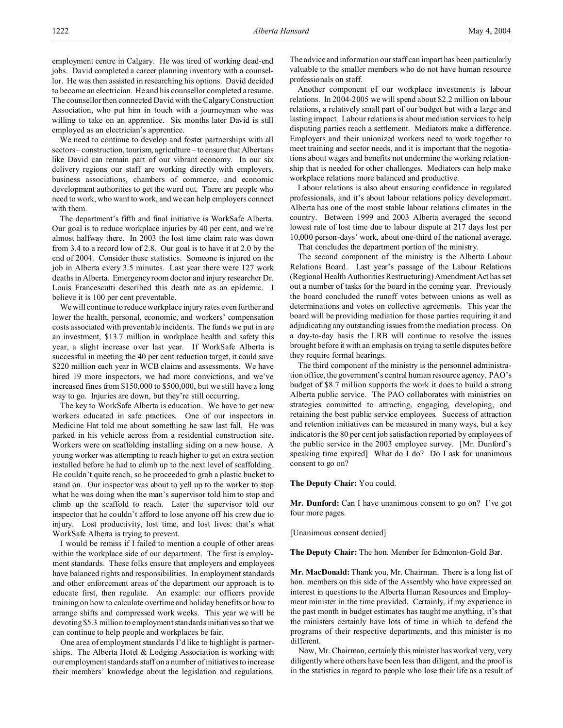employment centre in Calgary. He was tired of working dead-end jobs. David completed a career planning inventory with a counsellor. He was then assisted in researching his options. David decided to become an electrician. He and his counsellor completed a resume. The counsellor then connected David with the Calgary Construction Association, who put him in touch with a journeyman who was willing to take on an apprentice. Six months later David is still employed as an electrician's apprentice.

We need to continue to develop and foster partnerships with all sectors – construction, tourism, agriculture – to ensure that Albertans like David can remain part of our vibrant economy. In our six delivery regions our staff are working directly with employers, business associations, chambers of commerce, and economic development authorities to get the word out. There are people who need to work, who want to work, and we can help employers connect with them.

The department's fifth and final initiative is WorkSafe Alberta. Our goal is to reduce workplace injuries by 40 per cent, and we're almost halfway there. In 2003 the lost time claim rate was down from 3.4 to a record low of 2.8. Our goal is to have it at 2.0 by the end of 2004. Consider these statistics. Someone is injured on the job in Alberta every 3.5 minutes. Last year there were 127 work deaths in Alberta. Emergency room doctor and injury researcher Dr. Louis Francescutti described this death rate as an epidemic. I believe it is 100 per cent preventable.

We will continue to reduce workplace injury rates even further and lower the health, personal, economic, and workers' compensation costs associated with preventable incidents. The funds we put in are an investment, $13.7 million in workplace health and safety this year, a slight increase over last year. If WorkSafe Alberta is successful in meeting the 40 per cent reduction target, it could save $220 million each year in WCB claims and assessments. We have hired 19 more inspectors, we had more convictions, and we've increased fines from $150,000 to $500,000, but we still have a long way to go. Injuries are down, but they're still occurring.

The key to WorkSafe Alberta is education. We have to get new workers educated in safe practices. One of our inspectors in Medicine Hat told me about something he saw last fall. He was parked in his vehicle across from a residential construction site. Workers were on scaffolding installing siding on a new house. A young worker was attempting to reach higher to get an extra section installed before he had to climb up to the next level of scaffolding. He couldn't quite reach, so he proceeded to grab a plastic bucket to stand on. Our inspector was about to yell up to the worker to stop what he was doing when the man's supervisor told him to stop and climb up the scaffold to reach. Later the supervisor told our inspector that he couldn't afford to lose anyone off his crew due to injury. Lost productivity, lost time, and lost lives: that's what WorkSafe Alberta is trying to prevent.

I would be remiss if I failed to mention a couple of other areas within the workplace side of our department. The first is employment standards. These folks ensure that employers and employees have balanced rights and responsibilities. In employment standards and other enforcement areas of the department our approach is to educate first, then regulate. An example: our officers provide training on how to calculate overtime and holiday benefits or how to arrange shifts and compressed work weeks. This year we will be devoting $5.3 million to employment standards initiatives so that we can continue to help people and workplaces be fair.

One area of employment standards I'd like to highlight is partnerships. The Alberta Hotel & Lodging Association is working with our employment standards staff on a number of initiatives to increase their members' knowledge about the legislation and regulations. The advice and information our staff can impart has been particularly valuable to the smaller members who do not have human resource professionals on staff.

Another component of our workplace investments is labour relations. In 2004-2005 we will spend about $2.2 million on labour relations, a relatively small part of our budget but with a large and lasting impact. Labour relations is about mediation services to help disputing parties reach a settlement. Mediators make a difference. Employers and their unionized workers need to work together to meet training and sector needs, and it is important that the negotiations about wages and benefits not undermine the working relationship that is needed for other challenges. Mediators can help make workplace relations more balanced and productive.

Labour relations is also about ensuring confidence in regulated professionals, and it's about labour relations policy development. Alberta has one of the most stable labour relations climates in the country. Between 1999 and 2003 Alberta averaged the second lowest rate of lost time due to labour dispute at 217 days lost per 10,000 person-days' work, about one-third of the national average.

That concludes the department portion of the ministry.

The second component of the ministry is the Alberta Labour Relations Board. Last year's passage of the Labour Relations (Regional Health Authorities Restructuring) Amendment Act has set out a number of tasks for the board in the coming year. Previously the board concluded the runoff votes between unions as well as determinations and votes on collective agreements. This year the board will be providing mediation for those parties requiring it and adjudicating any outstanding issues from the mediation process. On a day-to-day basis the LRB will continue to resolve the issues brought before it with an emphasis on trying to settle disputes before they require formal hearings.

The third component of the ministry is the personnel administration office, the government's central human resource agency. PAO's budget of $8.7 million supports the work it does to build a strong Alberta public service. The PAO collaborates with ministries on strategies committed to attracting, engaging, developing, and retaining the best public service employees. Success of attraction and retention initiatives can be measured in many ways, but a key indicator is the 80 per cent job satisfaction reported by employees of the public service in the 2003 employee survey. [Mr. Dunford's speaking time expired] What do I do? Do I ask for unanimous consent to go on?

**The Deputy Chair:** You could.

**Mr. Dunford:** Can I have unanimous consent to go on? I've got four more pages.

[Unanimous consent denied]

**The Deputy Chair:** The hon. Member for Edmonton-Gold Bar.

**Mr. MacDonald:** Thank you, Mr. Chairman. There is a long list of hon. members on this side of the Assembly who have expressed an interest in questions to the Alberta Human Resources and Employment minister in the time provided. Certainly, if my experience in the past month in budget estimates has taught me anything, it's that the ministers certainly have lots of time in which to defend the programs of their respective departments, and this minister is no different.

Now, Mr. Chairman, certainly this minister has worked very, very diligently where others have been less than diligent, and the proof is in the statistics in regard to people who lose their life as a result of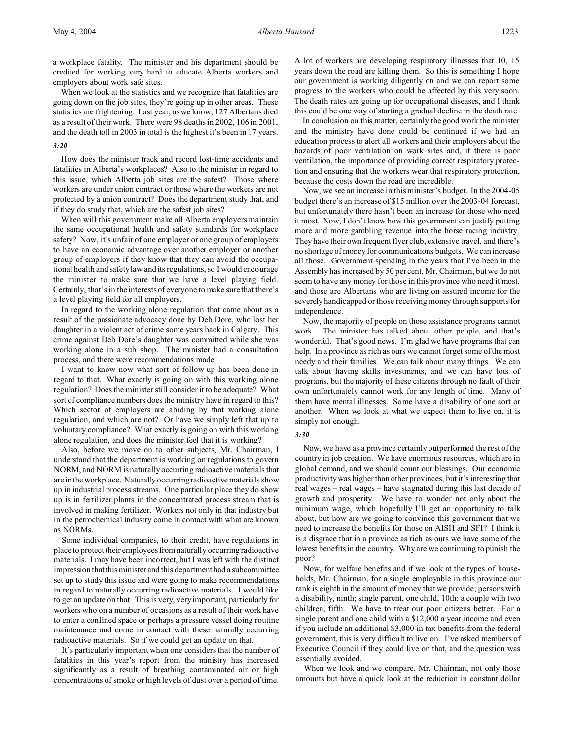a workplace fatality. The minister and his department should be credited for working very hard to educate Alberta workers and employers about work safe sites.

When we look at the statistics and we recognize that fatalities are going down on the job sites, they're going up in other areas. These statistics are frightening. Last year, as we know, 127 Albertans died as a result of their work. There were 98 deaths in 2002, 106 in 2001, and the death toll in 2003 in total is the highest it's been in 17 years.

*3:20*

How does the minister track and record lost-time accidents and fatalities in Alberta's workplaces? Also to the minister in regard to this issue, which Alberta job sites are the safest? Those where workers are under union contract or those where the workers are not protected by a union contract? Does the department study that, and if they do study that, which are the safest job sites?

When will this government make all Alberta employers maintain the same occupational health and safety standards for workplace safety? Now, it's unfair of one employer or one group of employers to have an economic advantage over another employer or another group of employers if they know that they can avoid the occupational health and safety law and its regulations, so I would encourage the minister to make sure that we have a level playing field. Certainly, that's in the interests of everyone to make sure that there's a level playing field for all employers.

In regard to the working alone regulation that came about as a result of the passionate advocacy done by Deb Dore, who lost her daughter in a violent act of crime some years back in Calgary. This crime against Deb Dore's daughter was committed while she was working alone in a sub shop. The minister had a consultation process, and there were recommendations made.

I want to know now what sort of follow-up has been done in regard to that. What exactly is going on with this working alone regulation? Does the minister still consider it to be adequate? What sort of compliance numbers does the ministry have in regard to this? Which sector of employers are abiding by that working alone regulation, and which are not? Or have we simply left that up to voluntary compliance? What exactly is going on with this working alone regulation, and does the minister feel that it is working?

Also, before we move on to other subjects, Mr. Chairman, I understand that the department is working on regulations to govern NORM, and NORM is naturally occurring radioactive materials that are in the workplace. Naturally occurring radioactive materials show up in industrial process streams. One particular place they do show up is in fertilizer plants in the concentrated process stream that is involved in making fertilizer. Workers not only in that industry but in the petrochemical industry come in contact with what are known as NORMs.

Some individual companies, to their credit, have regulations in place to protect their employees from naturally occurring radioactive materials. I may have been incorrect, but I was left with the distinct impression that this minister and this department had a subcommittee set up to study this issue and were going to make recommendations in regard to naturally occurring radioactive materials. I would like to get an update on that. This is very, very important, particularly for workers who on a number of occasions as a result of their work have to enter a confined space or perhaps a pressure vessel doing routine maintenance and come in contact with these naturally occurring radioactive materials. So if we could get an update on that.

It's particularly important when one considers that the number of fatalities in this year's report from the ministry has increased significantly as a result of breathing contaminated air or high concentrations of smoke or high levels of dust over a period of time. A lot of workers are developing respiratory illnesses that 10, 15 years down the road are killing them. So this is something I hope our government is working diligently on and we can report some progress to the workers who could be affected by this very soon. The death rates are going up for occupational diseases, and I think this could be one way of starting a gradual decline in the death rate.

In conclusion on this matter, certainly the good work the minister and the ministry have done could be continued if we had an education process to alert all workers and their employers about the hazards of poor ventilation on work sites and, if there is poor ventilation, the importance of providing correct respiratory protection and ensuring that the workers wear that respiratory protection, because the costs down the road are incredible.

Now, we see an increase in this minister's budget. In the 2004-05 budget there's an increase of $15 million over the 2003-04 forecast, but unfortunately there hasn't been an increase for those who need it most. Now, I don't know how this government can justify putting more and more gambling revenue into the horse racing industry. They have their own frequent flyer club, extensive travel, and there's no shortage of money for communications budgets. We can increase all those. Government spending in the years that I've been in the Assembly has increased by 50 per cent, Mr. Chairman, but we do not seem to have any money for those in this province who need it most, and those are Albertans who are living on assured income for the severely handicapped or those receiving money through supports for independence.

Now, the majority of people on those assistance programs cannot work. The minister has talked about other people, and that's wonderful. That's good news. I'm glad we have programs that can help. In a province as rich as ours we cannot forget some of the most needy and their families. We can talk about many things. We can talk about having skills investments, and we can have lots of programs, but the majority of these citizens through no fault of their own unfortunately cannot work for any length of time. Many of them have mental illnesses. Some have a disability of one sort or another. When we look at what we expect them to live on, it is simply not enough.

*3:30*

Now, we have as a province certainly outperformed the rest of the country in job creation. We have enormous resources, which are in global demand, and we should count our blessings. Our economic productivity was higher than other provinces, but it's interesting that real wages – real wages – have stagnated during this last decade of growth and prosperity. We have to wonder not only about the minimum wage, which hopefully I'll get an opportunity to talk about, but how are we going to convince this government that we need to increase the benefits for those on AISH and SFI? I think it is a disgrace that in a province as rich as ours we have some of the lowest benefits in the country. Why are we continuing to punish the poor?

Now, for welfare benefits and if we look at the types of households, Mr. Chairman, for a single employable in this province our rank is eighth in the amount of money that we provide; persons with a disability, ninth; single parent, one child, 10th; a couple with two children, fifth. We have to treat our poor citizens better. For a single parent and one child with a $12,000 a year income and even if you include an additional $3,000 in tax benefits from the federal government, this is very difficult to live on. I've asked members of Executive Council if they could live on that, and the question was essentially avoided.

When we look and we compare, Mr. Chairman, not only those amounts but have a quick look at the reduction in constant dollar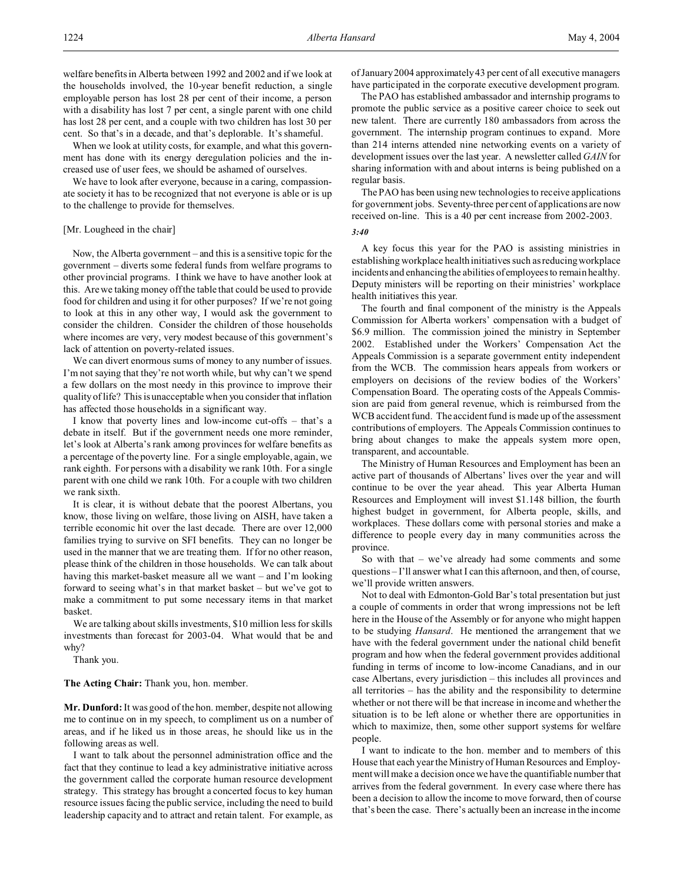welfare benefits in Alberta between 1992 and 2002 and if we look at the households involved, the 10-year benefit reduction, a single employable person has lost 28 per cent of their income, a person with a disability has lost 7 per cent, a single parent with one child has lost 28 per cent, and a couple with two children has lost 30 per cent. So that's in a decade, and that's deplorable. It's shameful.

When we look at utility costs, for example, and what this government has done with its energy deregulation policies and the increased use of user fees, we should be ashamed of ourselves.

We have to look after everyone, because in a caring, compassionate society it has to be recognized that not everyone is able or is up to the challenge to provide for themselves.

[Mr. Lougheed in the chair]

Now, the Alberta government – and this is a sensitive topic for the government – diverts some federal funds from welfare programs to other provincial programs. I think we have to have another look at this. Are we taking money off the table that could be used to provide food for children and using it for other purposes? If we're not going to look at this in any other way, I would ask the government to consider the children. Consider the children of those households where incomes are very, very modest because of this government's lack of attention on poverty-related issues.

We can divert enormous sums of money to any number of issues. I'm not saying that they're not worth while, but why can't we spend a few dollars on the most needy in this province to improve their quality of life? This is unacceptable when you consider that inflation has affected those households in a significant way.

I know that poverty lines and low-income cut-offs – that's a debate in itself. But if the government needs one more reminder, let's look at Alberta's rank among provinces for welfare benefits as a percentage of the poverty line. For a single employable, again, we rank eighth. For persons with a disability we rank 10th. For a single parent with one child we rank 10th. For a couple with two children we rank sixth.

It is clear, it is without debate that the poorest Albertans, you know, those living on welfare, those living on AISH, have taken a terrible economic hit over the last decade. There are over 12,000 families trying to survive on SFI benefits. They can no longer be used in the manner that we are treating them. If for no other reason, please think of the children in those households. We can talk about having this market-basket measure all we want – and I'm looking forward to seeing what's in that market basket – but we've got to make a commitment to put some necessary items in that market basket.

We are talking about skills investments, $10 million less for skills investments than forecast for 2003-04. What would that be and why?

Thank you.

**The Acting Chair:** Thank you, hon. member.

**Mr. Dunford:** It was good of the hon. member, despite not allowing me to continue on in my speech, to compliment us on a number of areas, and if he liked us in those areas, he should like us in the following areas as well.

I want to talk about the personnel administration office and the fact that they continue to lead a key administrative initiative across the government called the corporate human resource development strategy. This strategy has brought a concerted focus to key human resource issues facing the public service, including the need to build leadership capacity and to attract and retain talent. For example, as of January 2004 approximately 43 per cent of all executive managers have participated in the corporate executive development program.

The PAO has established ambassador and internship programs to promote the public service as a positive career choice to seek out new talent. There are currently 180 ambassadors from across the government. The internship program continues to expand. More than 214 interns attended nine networking events on a variety of development issues over the last year. A newsletter called *GAIN* for sharing information with and about interns is being published on a regular basis.

The PAO has been using new technologies to receive applications for government jobs. Seventy-three per cent of applications are now received on-line. This is a 40 per cent increase from 2002-2003.

*3:40*

A key focus this year for the PAO is assisting ministries in establishing workplace health initiatives such as reducing workplace incidents and enhancing the abilities of employees to remain healthy. Deputy ministers will be reporting on their ministries' workplace health initiatives this year.

The fourth and final component of the ministry is the Appeals Commission for Alberta workers' compensation with a budget of $6.9 million. The commission joined the ministry in September 2002. Established under the Workers' Compensation Act the Appeals Commission is a separate government entity independent from the WCB. The commission hears appeals from workers or employers on decisions of the review bodies of the Workers' Compensation Board. The operating costs of the Appeals Commission are paid from general revenue, which is reimbursed from the WCB accident fund. The accident fund is made up of the assessment contributions of employers. The Appeals Commission continues to bring about changes to make the appeals system more open, transparent, and accountable.

The Ministry of Human Resources and Employment has been an active part of thousands of Albertans' lives over the year and will continue to be over the year ahead. This year Alberta Human Resources and Employment will invest $1.148 billion, the fourth highest budget in government, for Alberta people, skills, and workplaces. These dollars come with personal stories and make a difference to people every day in many communities across the province.

So with that – we've already had some comments and some questions – I'll answer what I can this afternoon, and then, of course, we'll provide written answers.

Not to deal with Edmonton-Gold Bar's total presentation but just a couple of comments in order that wrong impressions not be left here in the House of the Assembly or for anyone who might happen to be studying *Hansard*. He mentioned the arrangement that we have with the federal government under the national child benefit program and how when the federal government provides additional funding in terms of income to low-income Canadians, and in our case Albertans, every jurisdiction – this includes all provinces and all territories – has the ability and the responsibility to determine whether or not there will be that increase in income and whether the situation is to be left alone or whether there are opportunities in which to maximize, then, some other support systems for welfare people.

I want to indicate to the hon. member and to members of this House that each year the Ministry of Human Resources and Employment will make a decision once we have the quantifiable number that arrives from the federal government. In every case where there has been a decision to allow the income to move forward, then of course that's been the case. There's actually been an increase in the income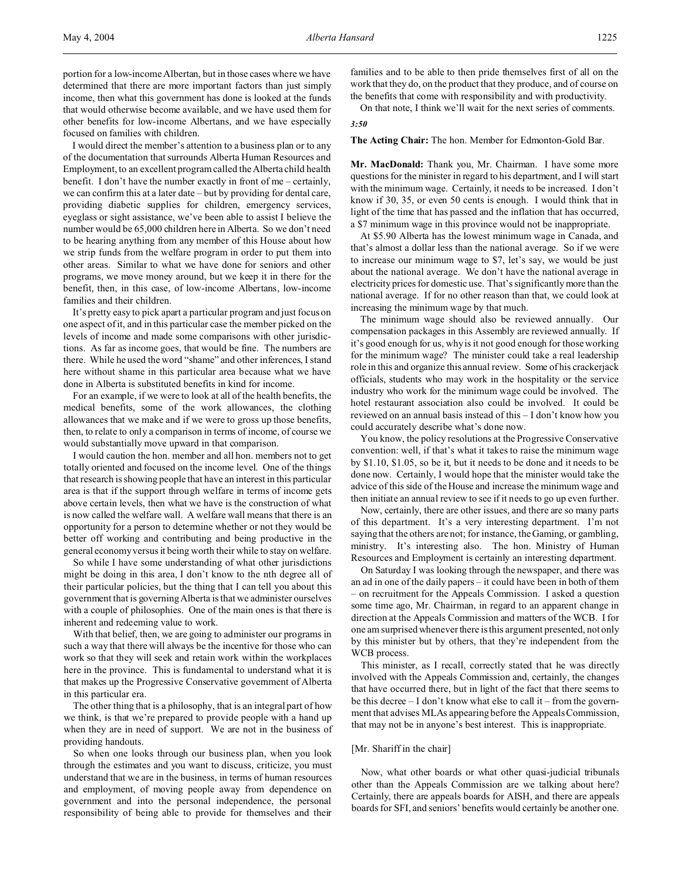portion for a low-income Albertan, but in those cases where we have determined that there are more important factors than just simply income, then what this government has done is looked at the funds that would otherwise become available, and we have used them for other benefits for low-income Albertans, and we have especially focused on families with children.

I would direct the member's attention to a business plan or to any of the documentation that surrounds Alberta Human Resources and Employment, to an excellent program called the Alberta child health benefit. I don't have the number exactly in front of me – certainly, we can confirm this at a later date – but by providing for dental care, providing diabetic supplies for children, emergency services, eyeglass or sight assistance, we've been able to assist I believe the number would be 65,000 children here in Alberta. So we don't need to be hearing anything from any member of this House about how we strip funds from the welfare program in order to put them into other areas. Similar to what we have done for seniors and other programs, we move money around, but we keep it in there for the benefit, then, in this case, of low-income Albertans, low-income families and their children.

It's pretty easy to pick apart a particular program and just focus on one aspect of it, and in this particular case the member picked on the levels of income and made some comparisons with other jurisdictions. As far as income goes, that would be fine. The numbers are there. While he used the word "shame" and other inferences, I stand here without shame in this particular area because what we have done in Alberta is substituted benefits in kind for income.

For an example, if we were to look at all of the health benefits, the medical benefits, some of the work allowances, the clothing allowances that we make and if we were to gross up those benefits, then, to relate to only a comparison in terms of income, of course we would substantially move upward in that comparison.

I would caution the hon. member and all hon. members not to get totally oriented and focused on the income level. One of the things that research is showing people that have an interest in this particular area is that if the support through welfare in terms of income gets above certain levels, then what we have is the construction of what is now called the welfare wall. A welfare wall means that there is an opportunity for a person to determine whether or not they would be better off working and contributing and being productive in the general economy versus it being worth their while to stay on welfare.

So while I have some understanding of what other jurisdictions might be doing in this area, I don't know to the nth degree all of their particular policies, but the thing that I can tell you about this government that is governing Alberta is that we administer ourselves with a couple of philosophies. One of the main ones is that there is inherent and redeeming value to work.

With that belief, then, we are going to administer our programs in such a way that there will always be the incentive for those who can work so that they will seek and retain work within the workplaces here in the province. This is fundamental to understand what it is that makes up the Progressive Conservative government of Alberta in this particular era.

The other thing that is a philosophy, that is an integral part of how we think, is that we're prepared to provide people with a hand up when they are in need of support. We are not in the business of providing handouts.

So when one looks through our business plan, when you look through the estimates and you want to discuss, criticize, you must understand that we are in the business, in terms of human resources and employment, of moving people away from dependence on government and into the personal independence, the personal responsibility of being able to provide for themselves and their families and to be able to then pride themselves first of all on the work that they do, on the product that they produce, and of course on the benefits that come with responsibility and with productivity.

On that note, I think we'll wait for the next series of comments.

*3:50*

**The Acting Chair:** The hon. Member for Edmonton-Gold Bar.

**Mr. MacDonald:** Thank you, Mr. Chairman. I have some more questions for the minister in regard to his department, and I will start with the minimum wage. Certainly, it needs to be increased. I don't know if 30, 35, or even 50 cents is enough. I would think that in light of the time that has passed and the inflation that has occurred, a $7 minimum wage in this province would not be inappropriate.

At $5.90 Alberta has the lowest minimum wage in Canada, and that's almost a dollar less than the national average. So if we were to increase our minimum wage to $7, let's say, we would be just about the national average. We don't have the national average in electricity prices for domestic use. That's significantly more than the national average. If for no other reason than that, we could look at increasing the minimum wage by that much.

The minimum wage should also be reviewed annually. Our compensation packages in this Assembly are reviewed annually. If it's good enough for us, why is it not good enough for those working for the minimum wage? The minister could take a real leadership role in this and organize this annual review. Some of his crackerjack officials, students who may work in the hospitality or the service industry who work for the minimum wage could be involved. The hotel restaurant association also could be involved. It could be reviewed on an annual basis instead of this – I don't know how you could accurately describe what's done now.

You know, the policy resolutions at the Progressive Conservative convention: well, if that's what it takes to raise the minimum wage by $1.10, $1.05, so be it, but it needs to be done and it needs to be done now. Certainly, I would hope that the minister would take the advice of this side of the House and increase the minimum wage and then initiate an annual review to see if it needs to go up even further.

Now, certainly, there are other issues, and there are so many parts of this department. It's a very interesting department. I'm not saying that the others are not; for instance, the Gaming, or gambling, ministry. It's interesting also. The hon. Ministry of Human Resources and Employment is certainly an interesting department.

On Saturday I was looking through the newspaper, and there was an ad in one of the daily papers – it could have been in both of them – on recruitment for the Appeals Commission. I asked a question some time ago, Mr. Chairman, in regard to an apparent change in direction at the Appeals Commission and matters of the WCB. I for one am surprised whenever there is this argument presented, not only by this minister but by others, that they're independent from the WCB process.

This minister, as I recall, correctly stated that he was directly involved with the Appeals Commission and, certainly, the changes that have occurred there, but in light of the fact that there seems to be this decree – I don't know what else to call it – from the government that advises MLAs appearing before the Appeals Commission, that may not be in anyone's best interest. This is inappropriate.

[Mr. Shariff in the chair]

Now, what other boards or what other quasi-judicial tribunals other than the Appeals Commission are we talking about here? Certainly, there are appeals boards for AISH, and there are appeals boards for SFI, and seniors' benefits would certainly be another one.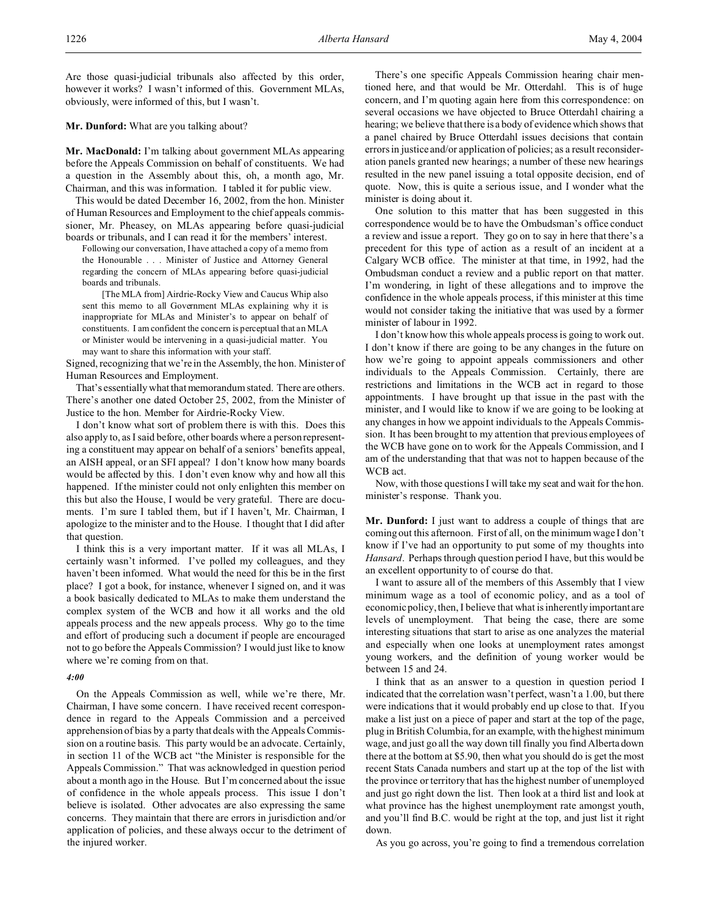Are those quasi-judicial tribunals also affected by this order, however it works? I wasn't informed of this. Government MLAs, obviously, were informed of this, but I wasn't.

**Mr. Dunford:** What are you talking about?

**Mr. MacDonald:** I'm talking about government MLAs appearing before the Appeals Commission on behalf of constituents. We had a question in the Assembly about this, oh, a month ago, Mr. Chairman, and this was information. I tabled it for public view.

This would be dated December 16, 2002, from the hon. Minister of Human Resources and Employment to the chief appeals commissioner, Mr. Pheasey, on MLAs appearing before quasi-judicial boards or tribunals, and I can read it for the members' interest.

> Following our conversation, I have attached a copy of a memo from the Honourable . . . Minister of Justice and Attorney General regarding the concern of MLAs appearing before quasi-judicial boards and tribunals.
>
> [The MLA from] Airdrie-Rocky View and Caucus Whip also sent this memo to all Government MLAs explaining why it is inappropriate for MLAs and Minister's to appear on behalf of constituents. I am confident the concern is perceptual that an MLA or Minister would be intervening in a quasi-judicial matter. You may want to share this information with your staff.

Signed, recognizing that we're in the Assembly, the hon. Minister of Human Resources and Employment.

That's essentially what that memorandum stated. There are others. There's another one dated October 25, 2002, from the Minister of Justice to the hon. Member for Airdrie-Rocky View.

I don't know what sort of problem there is with this. Does this also apply to, as I said before, other boards where a person representing a constituent may appear on behalf of a seniors' benefits appeal, an AISH appeal, or an SFI appeal? I don't know how many boards would be affected by this. I don't even know why and how all this happened. If the minister could not only enlighten this member on this but also the House, I would be very grateful. There are documents. I'm sure I tabled them, but if I haven't, Mr. Chairman, I apologize to the minister and to the House. I thought that I did after that question.

I think this is a very important matter. If it was all MLAs, I certainly wasn't informed. I've polled my colleagues, and they haven't been informed. What would the need for this be in the first place? I got a book, for instance, whenever I signed on, and it was a book basically dedicated to MLAs to make them understand the complex system of the WCB and how it all works and the old appeals process and the new appeals process. Why go to the time and effort of producing such a document if people are encouraged not to go before the Appeals Commission? I would just like to know where we're coming from on that.

*4:00*

On the Appeals Commission as well, while we're there, Mr. Chairman, I have some concern. I have received recent correspondence in regard to the Appeals Commission and a perceived apprehension of bias by a party that deals with the Appeals Commission on a routine basis. This party would be an advocate. Certainly, in section 11 of the WCB act "the Minister is responsible for the Appeals Commission." That was acknowledged in question period about a month ago in the House. But I'm concerned about the issue of confidence in the whole appeals process. This issue I don't believe is isolated. Other advocates are also expressing the same concerns. They maintain that there are errors in jurisdiction and/or application of policies, and these always occur to the detriment of the injured worker.

There's one specific Appeals Commission hearing chair mentioned here, and that would be Mr. Otterdahl. This is of huge concern, and I'm quoting again here from this correspondence: on several occasions we have objected to Bruce Otterdahl chairing a hearing; we believe that there is a body of evidence which shows that a panel chaired by Bruce Otterdahl issues decisions that contain errors in justice and/or application of policies; as a result reconsideration panels granted new hearings; a number of these new hearings resulted in the new panel issuing a total opposite decision, end of quote. Now, this is quite a serious issue, and I wonder what the minister is doing about it.

One solution to this matter that has been suggested in this correspondence would be to have the Ombudsman's office conduct a review and issue a report. They go on to say in here that there's a precedent for this type of action as a result of an incident at a Calgary WCB office. The minister at that time, in 1992, had the Ombudsman conduct a review and a public report on that matter. I'm wondering, in light of these allegations and to improve the confidence in the whole appeals process, if this minister at this time would not consider taking the initiative that was used by a former minister of labour in 1992.

I don't know how this whole appeals process is going to work out. I don't know if there are going to be any changes in the future on how we're going to appoint appeals commissioners and other individuals to the Appeals Commission. Certainly, there are restrictions and limitations in the WCB act in regard to those appointments. I have brought up that issue in the past with the minister, and I would like to know if we are going to be looking at any changes in how we appoint individuals to the Appeals Commission. It has been brought to my attention that previous employees of the WCB have gone on to work for the Appeals Commission, and I am of the understanding that that was not to happen because of the WCB act.

Now, with those questions I will take my seat and wait for the hon. minister's response. Thank you.

**Mr. Dunford:** I just want to address a couple of things that are coming out this afternoon. First of all, on the minimum wage I don't know if I've had an opportunity to put some of my thoughts into *Hansard*. Perhaps through question period I have, but this would be an excellent opportunity to of course do that.

I want to assure all of the members of this Assembly that I view minimum wage as a tool of economic policy, and as a tool of economic policy, then, I believe that what is inherently important are levels of unemployment. That being the case, there are some interesting situations that start to arise as one analyzes the material and especially when one looks at unemployment rates amongst young workers, and the definition of young worker would be between 15 and 24.

I think that as an answer to a question in question period I indicated that the correlation wasn't perfect, wasn't a 1.00, but there were indications that it would probably end up close to that. If you make a list just on a piece of paper and start at the top of the page, plug in British Columbia, for an example, with the highest minimum wage, and just go all the way down till finally you find Alberta down there at the bottom at $5.90, then what you should do is get the most recent Stats Canada numbers and start up at the top of the list with the province or territory that has the highest number of unemployed and just go right down the list. Then look at a third list and look at what province has the highest unemployment rate amongst youth, and you'll find B.C. would be right at the top, and just list it right down.

As you go across, you're going to find a tremendous correlation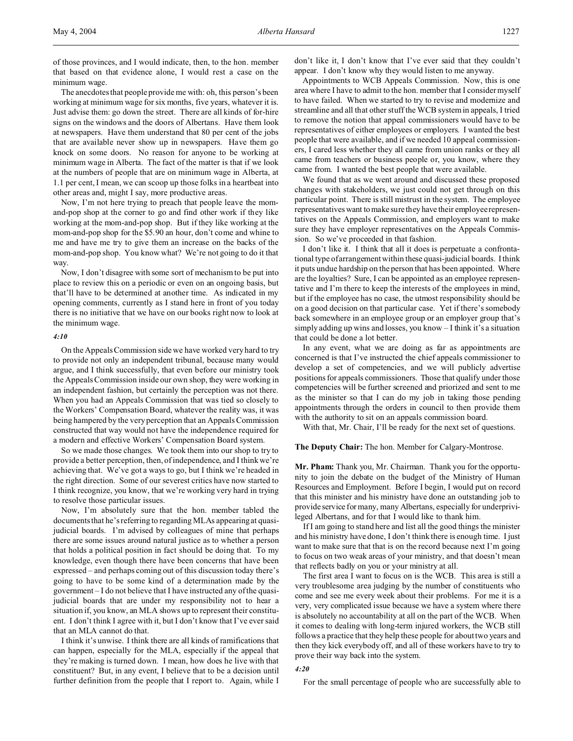of those provinces, and I would indicate, then, to the hon. member that based on that evidence alone, I would rest a case on the minimum wage.

The anecdotes that people provide me with: oh, this person's been working at minimum wage for six months, five years, whatever it is. Just advise them: go down the street. There are all kinds of for-hire signs on the windows and the doors of Albertans. Have them look at newspapers. Have them understand that 80 per cent of the jobs that are available never show up in newspapers. Have them go knock on some doors. No reason for anyone to be working at minimum wage in Alberta. The fact of the matter is that if we look at the numbers of people that are on minimum wage in Alberta, at 1.1 per cent, I mean, we can scoop up those folks in a heartbeat into other areas and, might I say, more productive areas.

Now, I'm not here trying to preach that people leave the mom-and-pop shop at the corner to go and find other work if they like working at the mom-and-pop shop. But if they like working at the mom-and-pop shop for the $5.90 an hour, don't come and whine to me and have me try to give them an increase on the backs of the mom-and-pop shop. You know what? We're not going to do it that way.

Now, I don't disagree with some sort of mechanism to be put into place to review this on a periodic or even on an ongoing basis, but that'll have to be determined at another time. As indicated in my opening comments, currently as I stand here in front of you today there is no initiative that we have on our books right now to look at the minimum wage.

*4:10*

On the Appeals Commission side we have worked very hard to try to provide not only an independent tribunal, because many would argue, and I think successfully, that even before our ministry took the Appeals Commission inside our own shop, they were working in an independent fashion, but certainly the perception was not there. When you had an Appeals Commission that was tied so closely to the Workers' Compensation Board, whatever the reality was, it was being hampered by the very perception that an Appeals Commission constructed that way would not have the independence required for a modern and effective Workers' Compensation Board system.

So we made those changes. We took them into our shop to try to provide a better perception, then, of independence, and I think we're achieving that. We've got a ways to go, but I think we're headed in the right direction. Some of our severest critics have now started to I think recognize, you know, that we're working very hard in trying to resolve those particular issues.

Now, I'm absolutely sure that the hon. member tabled the documents that he's referring to regarding MLAs appearing at quasi-judicial boards. I'm advised by colleagues of mine that perhaps there are some issues around natural justice as to whether a person that holds a political position in fact should be doing that. To my knowledge, even though there have been concerns that have been expressed – and perhaps coming out of this discussion today there's going to have to be some kind of a determination made by the government – I do not believe that I have instructed any of the quasi-judicial boards that are under my responsibility not to hear a situation if, you know, an MLA shows up to represent their constituent. I don't think I agree with it, but I don't know that I've ever said that an MLA cannot do that.

I think it's unwise. I think there are all kinds of ramifications that can happen, especially for the MLA, especially if the appeal that they're making is turned down. I mean, how does he live with that constituent? But, in any event, I believe that to be a decision until further definition from the people that I report to. Again, while I don't like it, I don't know that I've ever said that they couldn't appear. I don't know why they would listen to me anyway.

Appointments to WCB Appeals Commission. Now, this is one area where I have to admit to the hon. member that I consider myself to have failed. When we started to try to revise and modernize and streamline and all that other stuff the WCB system in appeals, I tried to remove the notion that appeal commissioners would have to be representatives of either employees or employers. I wanted the best people that were available, and if we needed 10 appeal commissioners, I cared less whether they all came from union ranks or they all came from teachers or business people or, you know, where they came from. I wanted the best people that were available.

We found that as we went around and discussed these proposed changes with stakeholders, we just could not get through on this particular point. There is still mistrust in the system. The employee representatives want to make sure they have their employee representatives on the Appeals Commission, and employers want to make sure they have employer representatives on the Appeals Commission. So we've proceeded in that fashion.

I don't like it. I think that all it does is perpetuate a confrontational type of arrangement within these quasi-judicial boards. I think it puts undue hardship on the person that has been appointed. Where are the loyalties? Sure, I can be appointed as an employee representative and I'm there to keep the interests of the employees in mind, but if the employee has no case, the utmost responsibility should be on a good decision on that particular case. Yet if there's somebody back somewhere in an employee group or an employer group that's simply adding up wins and losses, you know – I think it's a situation that could be done a lot better.

In any event, what we are doing as far as appointments are concerned is that I've instructed the chief appeals commissioner to develop a set of competencies, and we will publicly advertise positions for appeals commissioners. Those that qualify under those competencies will be further screened and priorized and sent to me as the minister so that I can do my job in taking those pending appointments through the orders in council to then provide them with the authority to sit on an appeals commission board.

With that, Mr. Chair, I'll be ready for the next set of questions.

**The Deputy Chair:** The hon. Member for Calgary-Montrose.

**Mr. Pham:** Thank you, Mr. Chairman. Thank you for the opportunity to join the debate on the budget of the Ministry of Human Resources and Employment. Before I begin, I would put on record that this minister and his ministry have done an outstanding job to provide service for many, many Albertans, especially for underprivileged Albertans, and for that I would like to thank him.

If I am going to stand here and list all the good things the minister and his ministry have done, I don't think there is enough time. I just want to make sure that that is on the record because next I'm going to focus on two weak areas of your ministry, and that doesn't mean that reflects badly on you or your ministry at all.

The first area I want to focus on is the WCB. This area is still a very troublesome area judging by the number of constituents who come and see me every week about their problems. For me it is a very, very complicated issue because we have a system where there is absolutely no accountability at all on the part of the WCB. When it comes to dealing with long-term injured workers, the WCB still follows a practice that they help these people for about two years and then they kick everybody off, and all of these workers have to try to prove their way back into the system.

*4:20*

For the small percentage of people who are successfully able to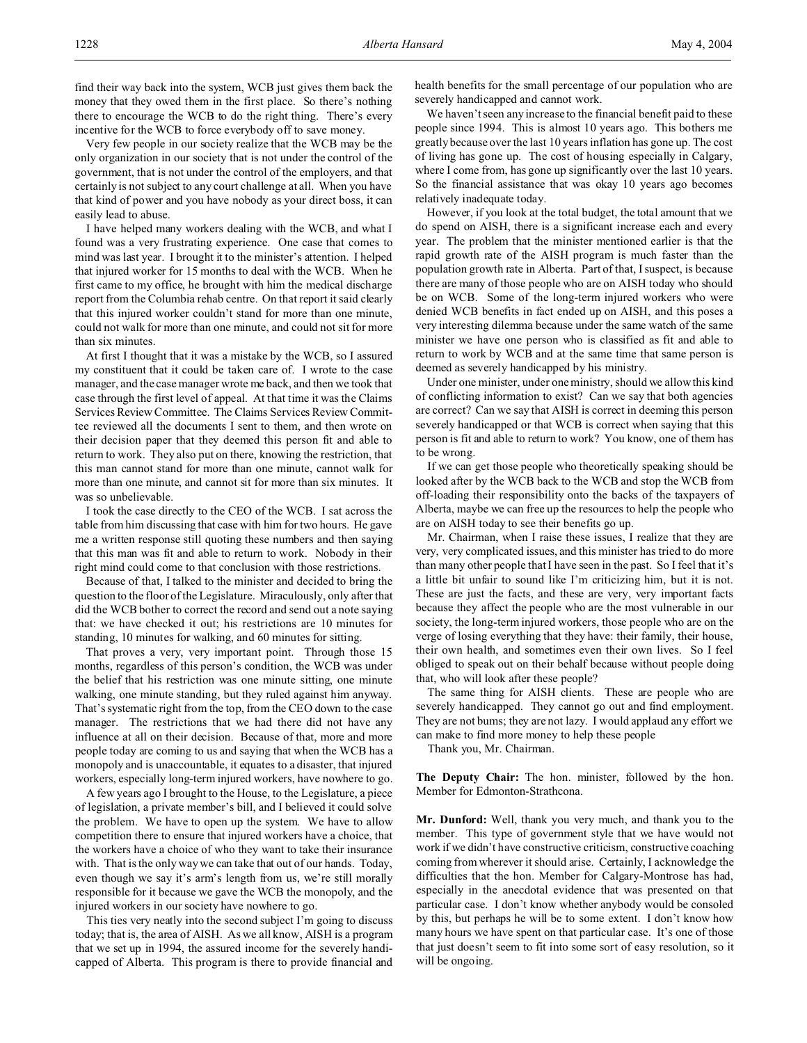find their way back into the system, WCB just gives them back the money that they owed them in the first place. So there's nothing there to encourage the WCB to do the right thing. There's every incentive for the WCB to force everybody off to save money.

Very few people in our society realize that the WCB may be the only organization in our society that is not under the control of the government, that is not under the control of the employers, and that certainly is not subject to any court challenge at all. When you have that kind of power and you have nobody as your direct boss, it can easily lead to abuse.

I have helped many workers dealing with the WCB, and what I found was a very frustrating experience. One case that comes to mind was last year. I brought it to the minister's attention. I helped that injured worker for 15 months to deal with the WCB. When he first came to my office, he brought with him the medical discharge report from the Columbia rehab centre. On that report it said clearly that this injured worker couldn't stand for more than one minute, could not walk for more than one minute, and could not sit for more than six minutes.

At first I thought that it was a mistake by the WCB, so I assured my constituent that it could be taken care of. I wrote to the case manager, and the case manager wrote me back, and then we took that case through the first level of appeal. At that time it was the Claims Services Review Committee. The Claims Services Review Committee reviewed all the documents I sent to them, and then wrote on their decision paper that they deemed this person fit and able to return to work. They also put on there, knowing the restriction, that this man cannot stand for more than one minute, cannot walk for more than one minute, and cannot sit for more than six minutes. It was so unbelievable.

I took the case directly to the CEO of the WCB. I sat across the table from him discussing that case with him for two hours. He gave me a written response still quoting these numbers and then saying that this man was fit and able to return to work. Nobody in their right mind could come to that conclusion with those restrictions.

Because of that, I talked to the minister and decided to bring the question to the floor of the Legislature. Miraculously, only after that did the WCB bother to correct the record and send out a note saying that: we have checked it out; his restrictions are 10 minutes for standing, 10 minutes for walking, and 60 minutes for sitting.

That proves a very, very important point. Through those 15 months, regardless of this person's condition, the WCB was under the belief that his restriction was one minute sitting, one minute walking, one minute standing, but they ruled against him anyway. That's systematic right from the top, from the CEO down to the case manager. The restrictions that we had there did not have any influence at all on their decision. Because of that, more and more people today are coming to us and saying that when the WCB has a monopoly and is unaccountable, it equates to a disaster, that injured workers, especially long-term injured workers, have nowhere to go.

A few years ago I brought to the House, to the Legislature, a piece of legislation, a private member's bill, and I believed it could solve the problem. We have to open up the system. We have to allow competition there to ensure that injured workers have a choice, that the workers have a choice of who they want to take their insurance with. That is the only way we can take that out of our hands. Today, even though we say it's arm's length from us, we're still morally responsible for it because we gave the WCB the monopoly, and the injured workers in our society have nowhere to go.

This ties very neatly into the second subject I'm going to discuss today; that is, the area of AISH. As we all know, AISH is a program that we set up in 1994, the assured income for the severely handicapped of Alberta. This program is there to provide financial and health benefits for the small percentage of our population who are severely handicapped and cannot work.

We haven't seen any increase to the financial benefit paid to these people since 1994. This is almost 10 years ago. This bothers me greatly because over the last 10 years inflation has gone up. The cost of living has gone up. The cost of housing especially in Calgary, where I come from, has gone up significantly over the last 10 years. So the financial assistance that was okay 10 years ago becomes relatively inadequate today.

However, if you look at the total budget, the total amount that we do spend on AISH, there is a significant increase each and every year. The problem that the minister mentioned earlier is that the rapid growth rate of the AISH program is much faster than the population growth rate in Alberta. Part of that, I suspect, is because there are many of those people who are on AISH today who should be on WCB. Some of the long-term injured workers who were denied WCB benefits in fact ended up on AISH, and this poses a very interesting dilemma because under the same watch of the same minister we have one person who is classified as fit and able to return to work by WCB and at the same time that same person is deemed as severely handicapped by his ministry.

Under one minister, under one ministry, should we allow this kind of conflicting information to exist? Can we say that both agencies are correct? Can we say that AISH is correct in deeming this person severely handicapped or that WCB is correct when saying that this person is fit and able to return to work? You know, one of them has to be wrong.

If we can get those people who theoretically speaking should be looked after by the WCB back to the WCB and stop the WCB from off-loading their responsibility onto the backs of the taxpayers of Alberta, maybe we can free up the resources to help the people who are on AISH today to see their benefits go up.

Mr. Chairman, when I raise these issues, I realize that they are very, very complicated issues, and this minister has tried to do more than many other people that I have seen in the past. So I feel that it's a little bit unfair to sound like I'm criticizing him, but it is not. These are just the facts, and these are very, very important facts because they affect the people who are the most vulnerable in our society, the long-term injured workers, those people who are on the verge of losing everything that they have: their family, their house, their own health, and sometimes even their own lives. So I feel obliged to speak out on their behalf because without people doing that, who will look after these people?

The same thing for AISH clients. These are people who are severely handicapped. They cannot go out and find employment. They are not bums; they are not lazy. I would applaud any effort we can make to find more money to help these people

Thank you, Mr. Chairman.

**The Deputy Chair:** The hon. minister, followed by the hon. Member for Edmonton-Strathcona.

**Mr. Dunford:** Well, thank you very much, and thank you to the member. This type of government style that we have would not work if we didn't have constructive criticism, constructive coaching coming from wherever it should arise. Certainly, I acknowledge the difficulties that the hon. Member for Calgary-Montrose has had, especially in the anecdotal evidence that was presented on that particular case. I don't know whether anybody would be consoled by this, but perhaps he will be to some extent. I don't know how many hours we have spent on that particular case. It's one of those that just doesn't seem to fit into some sort of easy resolution, so it will be ongoing.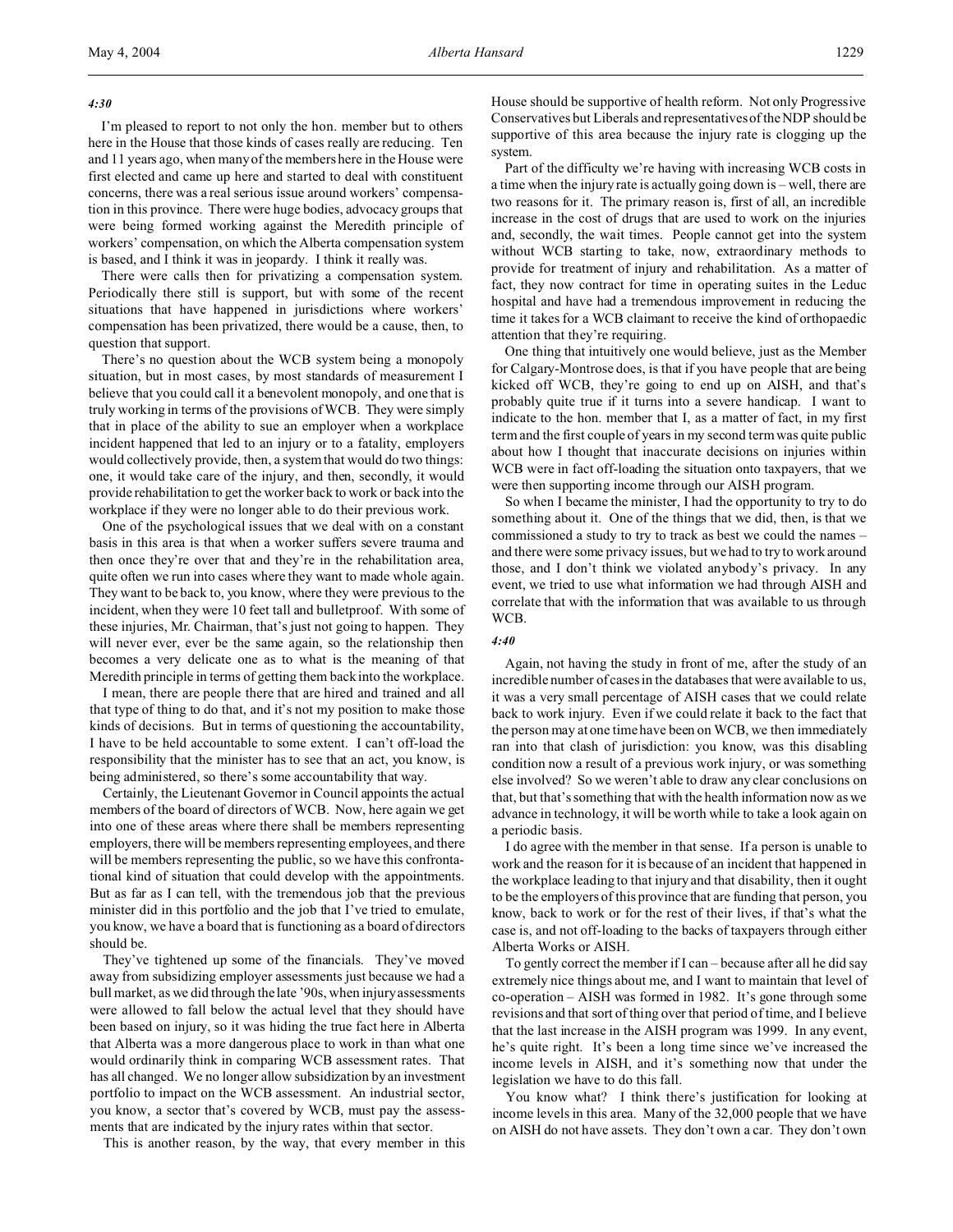*4:30*

I'm pleased to report to not only the hon. member but to others here in the House that those kinds of cases really are reducing. Ten and 11 years ago, when many of the members here in the House were first elected and came up here and started to deal with constituent concerns, there was a real serious issue around workers' compensation in this province. There were huge bodies, advocacy groups that were being formed working against the Meredith principle of workers' compensation, on which the Alberta compensation system is based, and I think it was in jeopardy. I think it really was.

There were calls then for privatizing a compensation system. Periodically there still is support, but with some of the recent situations that have happened in jurisdictions where workers' compensation has been privatized, there would be a cause, then, to question that support.

There's no question about the WCB system being a monopoly situation, but in most cases, by most standards of measurement I believe that you could call it a benevolent monopoly, and one that is truly working in terms of the provisions of WCB. They were simply that in place of the ability to sue an employer when a workplace incident happened that led to an injury or to a fatality, employers would collectively provide, then, a system that would do two things: one, it would take care of the injury, and then, secondly, it would provide rehabilitation to get the worker back to work or back into the workplace if they were no longer able to do their previous work.

One of the psychological issues that we deal with on a constant basis in this area is that when a worker suffers severe trauma and then once they're over that and they're in the rehabilitation area, quite often we run into cases where they want to made whole again. They want to be back to, you know, where they were previous to the incident, when they were 10 feet tall and bulletproof. With some of these injuries, Mr. Chairman, that's just not going to happen. They will never ever, ever be the same again, so the relationship then becomes a very delicate one as to what is the meaning of that Meredith principle in terms of getting them back into the workplace.

I mean, there are people there that are hired and trained and all that type of thing to do that, and it's not my position to make those kinds of decisions. But in terms of questioning the accountability, I have to be held accountable to some extent. I can't off-load the responsibility that the minister has to see that an act, you know, is being administered, so there's some accountability that way.

Certainly, the Lieutenant Governor in Council appoints the actual members of the board of directors of WCB. Now, here again we get into one of these areas where there shall be members representing employers, there will be members representing employees, and there will be members representing the public, so we have this confrontational kind of situation that could develop with the appointments. But as far as I can tell, with the tremendous job that the previous minister did in this portfolio and the job that I've tried to emulate, you know, we have a board that is functioning as a board of directors should be.

They've tightened up some of the financials. They've moved away from subsidizing employer assessments just because we had a bull market, as we did through the late '90s, when injury assessments were allowed to fall below the actual level that they should have been based on injury, so it was hiding the true fact here in Alberta that Alberta was a more dangerous place to work in than what one would ordinarily think in comparing WCB assessment rates. That has all changed. We no longer allow subsidization by an investment portfolio to impact on the WCB assessment. An industrial sector, you know, a sector that's covered by WCB, must pay the assessments that are indicated by the injury rates within that sector.

This is another reason, by the way, that every member in this House should be supportive of health reform. Not only Progressive Conservatives but Liberals and representatives of the NDP should be supportive of this area because the injury rate is clogging up the system.

Part of the difficulty we're having with increasing WCB costs in a time when the injury rate is actually going down is – well, there are two reasons for it. The primary reason is, first of all, an incredible increase in the cost of drugs that are used to work on the injuries and, secondly, the wait times. People cannot get into the system without WCB starting to take, now, extraordinary methods to provide for treatment of injury and rehabilitation. As a matter of fact, they now contract for time in operating suites in the Leduc hospital and have had a tremendous improvement in reducing the time it takes for a WCB claimant to receive the kind of orthopaedic attention that they're requiring.

One thing that intuitively one would believe, just as the Member for Calgary-Montrose does, is that if you have people that are being kicked off WCB, they're going to end up on AISH, and that's probably quite true if it turns into a severe handicap. I want to indicate to the hon. member that I, as a matter of fact, in my first term and the first couple of years in my second term was quite public about how I thought that inaccurate decisions on injuries within WCB were in fact off-loading the situation onto taxpayers, that we were then supporting income through our AISH program.

So when I became the minister, I had the opportunity to try to do something about it. One of the things that we did, then, is that we commissioned a study to try to track as best we could the names – and there were some privacy issues, but we had to try to work around those, and I don't think we violated anybody's privacy. In any event, we tried to use what information we had through AISH and correlate that with the information that was available to us through WCB.

*4:40*

Again, not having the study in front of me, after the study of an incredible number of cases in the databases that were available to us, it was a very small percentage of AISH cases that we could relate back to work injury. Even if we could relate it back to the fact that the person may at one time have been on WCB, we then immediately ran into that clash of jurisdiction: you know, was this disabling condition now a result of a previous work injury, or was something else involved? So we weren't able to draw any clear conclusions on that, but that's something that with the health information now as we advance in technology, it will be worth while to take a look again on a periodic basis.

I do agree with the member in that sense. If a person is unable to work and the reason for it is because of an incident that happened in the workplace leading to that injury and that disability, then it ought to be the employers of this province that are funding that person, you know, back to work or for the rest of their lives, if that's what the case is, and not off-loading to the backs of taxpayers through either Alberta Works or AISH.

To gently correct the member if I can – because after all he did say extremely nice things about me, and I want to maintain that level of co-operation – AISH was formed in 1982. It's gone through some revisions and that sort of thing over that period of time, and I believe that the last increase in the AISH program was 1999. In any event, he's quite right. It's been a long time since we've increased the income levels in AISH, and it's something now that under the legislation we have to do this fall.

You know what? I think there's justification for looking at income levels in this area. Many of the 32,000 people that we have on AISH do not have assets. They don't own a car. They don't own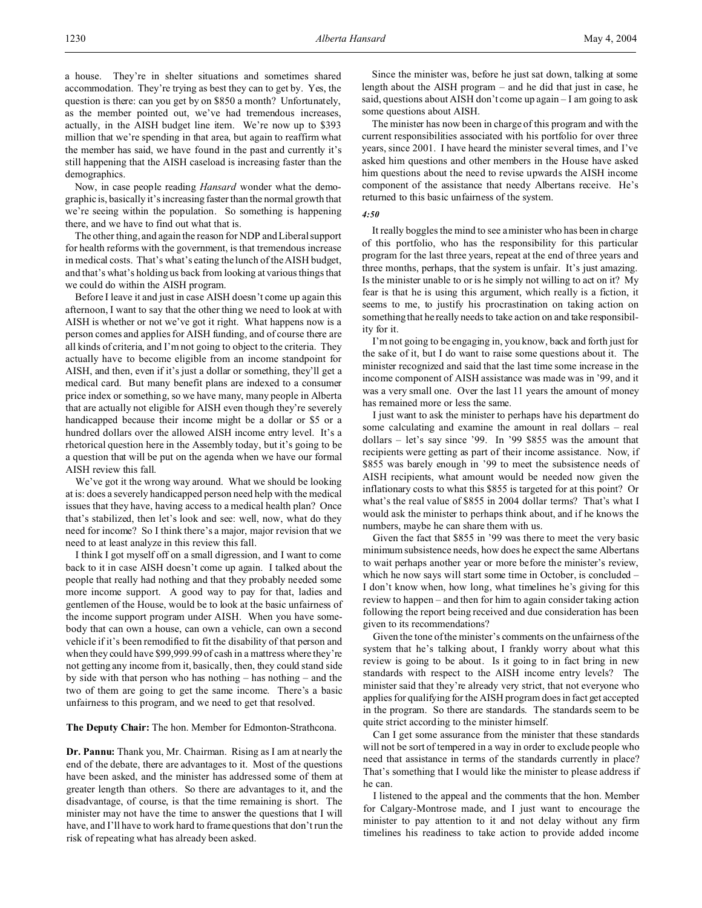a house. They're in shelter situations and sometimes shared accommodation. They're trying as best they can to get by. Yes, the question is there: can you get by on $850 a month? Unfortunately, as the member pointed out, we've had tremendous increases, actually, in the AISH budget line item. We're now up to $393 million that we're spending in that area, but again to reaffirm what the member has said, we have found in the past and currently it's still happening that the AISH caseload is increasing faster than the demographics.

Now, in case people reading *Hansard* wonder what the demographic is, basically it's increasing faster than the normal growth that we're seeing within the population. So something is happening there, and we have to find out what that is.

The other thing, and again the reason for NDP and Liberal support for health reforms with the government, is that tremendous increase in medical costs. That's what's eating the lunch of the AISH budget, and that's what's holding us back from looking at various things that we could do within the AISH program.

Before I leave it and just in case AISH doesn't come up again this afternoon, I want to say that the other thing we need to look at with AISH is whether or not we've got it right. What happens now is a person comes and applies for AISH funding, and of course there are all kinds of criteria, and I'm not going to object to the criteria. They actually have to become eligible from an income standpoint for AISH, and then, even if it's just a dollar or something, they'll get a medical card. But many benefit plans are indexed to a consumer price index or something, so we have many, many people in Alberta that are actually not eligible for AISH even though they're severely handicapped because their income might be a dollar or $5 or a hundred dollars over the allowed AISH income entry level. It's a rhetorical question here in the Assembly today, but it's going to be a question that will be put on the agenda when we have our formal AISH review this fall.

We've got it the wrong way around. What we should be looking at is: does a severely handicapped person need help with the medical issues that they have, having access to a medical health plan? Once that's stabilized, then let's look and see: well, now, what do they need for income? So I think there's a major, major revision that we need to at least analyze in this review this fall.

I think I got myself off on a small digression, and I want to come back to it in case AISH doesn't come up again. I talked about the people that really had nothing and that they probably needed some more income support. A good way to pay for that, ladies and gentlemen of the House, would be to look at the basic unfairness of the income support program under AISH. When you have somebody that can own a house, can own a vehicle, can own a second vehicle if it's been remodified to fit the disability of that person and when they could have $99,999.99 of cash in a mattress where they're not getting any income from it, basically, then, they could stand side by side with that person who has nothing – has nothing – and the two of them are going to get the same income. There's a basic unfairness to this program, and we need to get that resolved.

**The Deputy Chair:** The hon. Member for Edmonton-Strathcona.

**Dr. Pannu:** Thank you, Mr. Chairman. Rising as I am at nearly the end of the debate, there are advantages to it. Most of the questions have been asked, and the minister has addressed some of them at greater length than others. So there are advantages to it, and the disadvantage, of course, is that the time remaining is short. The minister may not have the time to answer the questions that I will have, and I'll have to work hard to frame questions that don't run the risk of repeating what has already been asked.

Since the minister was, before he just sat down, talking at some length about the AISH program – and he did that just in case, he said, questions about AISH don't come up again – I am going to ask some questions about AISH.

The minister has now been in charge of this program and with the current responsibilities associated with his portfolio for over three years, since 2001. I have heard the minister several times, and I've asked him questions and other members in the House have asked him questions about the need to revise upwards the AISH income component of the assistance that needy Albertans receive. He's returned to this basic unfairness of the system.

*4:50*

It really boggles the mind to see a minister who has been in charge of this portfolio, who has the responsibility for this particular program for the last three years, repeat at the end of three years and three months, perhaps, that the system is unfair. It's just amazing. Is the minister unable to or is he simply not willing to act on it? My fear is that he is using this argument, which really is a fiction, it seems to me, to justify his procrastination on taking action on something that he really needs to take action on and take responsibility for it.

I'm not going to be engaging in, you know, back and forth just for the sake of it, but I do want to raise some questions about it. The minister recognized and said that the last time some increase in the income component of AISH assistance was made was in '99, and it was a very small one. Over the last 11 years the amount of money has remained more or less the same.

I just want to ask the minister to perhaps have his department do some calculating and examine the amount in real dollars – real dollars – let's say since '99. In '99 $855 was the amount that recipients were getting as part of their income assistance. Now, if $855 was barely enough in '99 to meet the subsistence needs of AISH recipients, what amount would be needed now given the inflationary costs to what this $855 is targeted for at this point? Or what's the real value of $855 in 2004 dollar terms? That's what I would ask the minister to perhaps think about, and if he knows the numbers, maybe he can share them with us.

Given the fact that $855 in '99 was there to meet the very basic minimum subsistence needs, how does he expect the same Albertans to wait perhaps another year or more before the minister's review, which he now says will start some time in October, is concluded – I don't know when, how long, what timelines he's giving for this review to happen – and then for him to again consider taking action following the report being received and due consideration has been given to its recommendations?

Given the tone of the minister's comments on the unfairness of the system that he's talking about, I frankly worry about what this review is going to be about. Is it going to in fact bring in new standards with respect to the AISH income entry levels? The minister said that they're already very strict, that not everyone who applies for qualifying for the AISH program does in fact get accepted in the program. So there are standards. The standards seem to be quite strict according to the minister himself.

Can I get some assurance from the minister that these standards will not be sort of tempered in a way in order to exclude people who need that assistance in terms of the standards currently in place? That's something that I would like the minister to please address if he can.

I listened to the appeal and the comments that the hon. Member for Calgary-Montrose made, and I just want to encourage the minister to pay attention to it and not delay without any firm timelines his readiness to take action to provide added income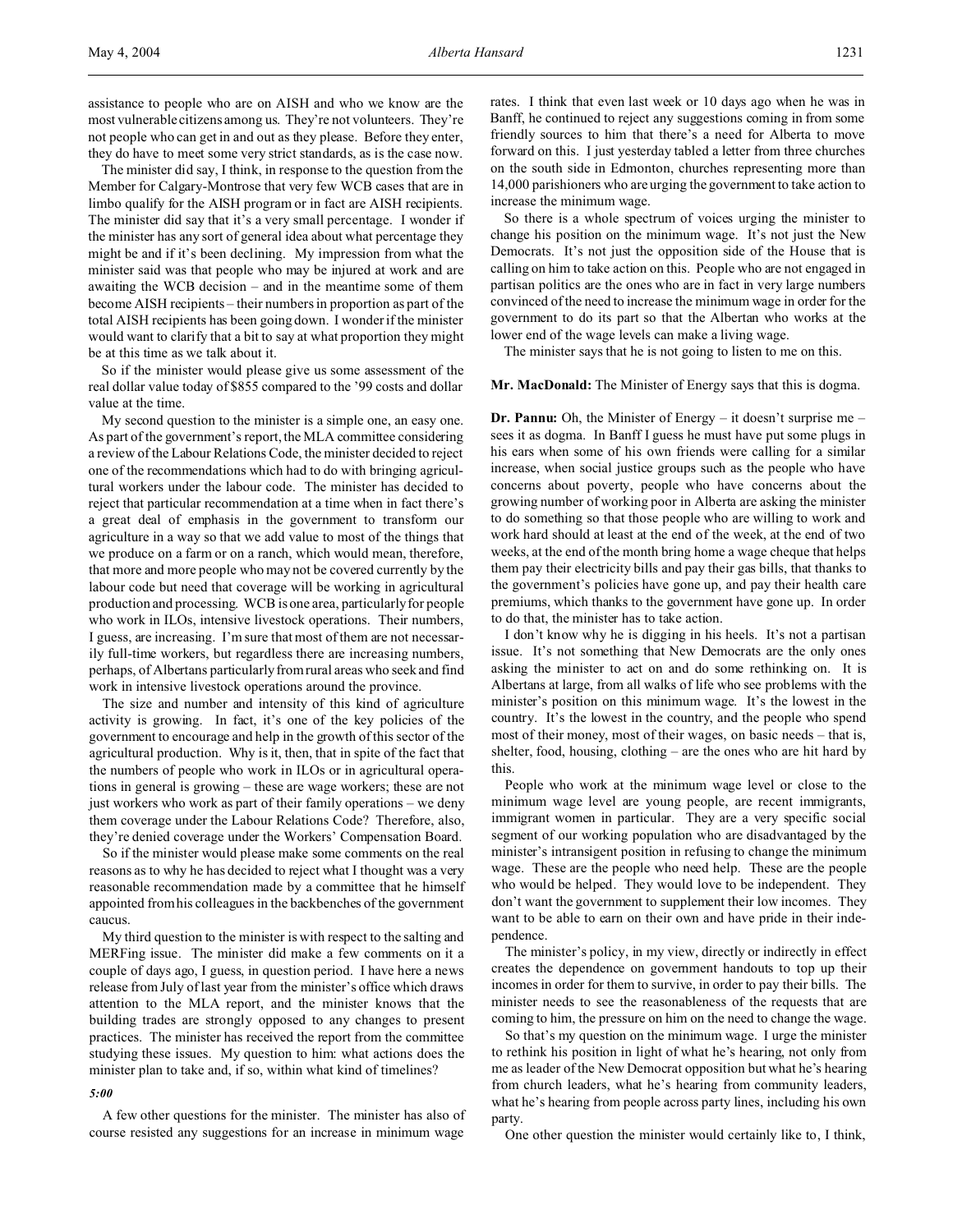assistance to people who are on AISH and who we know are the most vulnerable citizens among us. They're not volunteers. They're not people who can get in and out as they please. Before they enter, they do have to meet some very strict standards, as is the case now.

The minister did say, I think, in response to the question from the Member for Calgary-Montrose that very few WCB cases that are in limbo qualify for the AISH program or in fact are AISH recipients. The minister did say that it's a very small percentage. I wonder if the minister has any sort of general idea about what percentage they might be and if it's been declining. My impression from what the minister said was that people who may be injured at work and are awaiting the WCB decision – and in the meantime some of them become AISH recipients – their numbers in proportion as part of the total AISH recipients has been going down. I wonder if the minister would want to clarify that a bit to say at what proportion they might be at this time as we talk about it.

So if the minister would please give us some assessment of the real dollar value today of $855 compared to the '99 costs and dollar value at the time.

My second question to the minister is a simple one, an easy one. As part of the government's report, the MLA committee considering a review of the Labour Relations Code, the minister decided to reject one of the recommendations which had to do with bringing agricultural workers under the labour code. The minister has decided to reject that particular recommendation at a time when in fact there's a great deal of emphasis in the government to transform our agriculture in a way so that we add value to most of the things that we produce on a farm or on a ranch, which would mean, therefore, that more and more people who may not be covered currently by the labour code but need that coverage will be working in agricultural production and processing. WCB is one area, particularly for people who work in ILOs, intensive livestock operations. Their numbers, I guess, are increasing. I'm sure that most of them are not necessarily full-time workers, but regardless there are increasing numbers, perhaps, of Albertans particularly from rural areas who seek and find work in intensive livestock operations around the province.

The size and number and intensity of this kind of agriculture activity is growing. In fact, it's one of the key policies of the government to encourage and help in the growth of this sector of the agricultural production. Why is it, then, that in spite of the fact that the numbers of people who work in ILOs or in agricultural operations in general is growing – these are wage workers; these are not just workers who work as part of their family operations – we deny them coverage under the Labour Relations Code? Therefore, also, they're denied coverage under the Workers' Compensation Board.

So if the minister would please make some comments on the real reasons as to why he has decided to reject what I thought was a very reasonable recommendation made by a committee that he himself appointed from his colleagues in the backbenches of the government caucus.

My third question to the minister is with respect to the salting and MERFing issue. The minister did make a few comments on it a couple of days ago, I guess, in question period. I have here a news release from July of last year from the minister's office which draws attention to the MLA report, and the minister knows that the building trades are strongly opposed to any changes to present practices. The minister has received the report from the committee studying these issues. My question to him: what actions does the minister plan to take and, if so, within what kind of timelines?

*5:00*

A few other questions for the minister. The minister has also of course resisted any suggestions for an increase in minimum wage rates. I think that even last week or 10 days ago when he was in Banff, he continued to reject any suggestions coming in from some friendly sources to him that there's a need for Alberta to move forward on this. I just yesterday tabled a letter from three churches on the south side in Edmonton, churches representing more than 14,000 parishioners who are urging the government to take action to increase the minimum wage.

So there is a whole spectrum of voices urging the minister to change his position on the minimum wage. It's not just the New Democrats. It's not just the opposition side of the House that is calling on him to take action on this. People who are not engaged in partisan politics are the ones who are in fact in very large numbers convinced of the need to increase the minimum wage in order for the government to do its part so that the Albertan who works at the lower end of the wage levels can make a living wage.

The minister says that he is not going to listen to me on this.

**Mr. MacDonald:** The Minister of Energy says that this is dogma.

**Dr. Pannu:** Oh, the Minister of Energy – it doesn't surprise me – sees it as dogma. In Banff I guess he must have put some plugs in his ears when some of his own friends were calling for a similar increase, when social justice groups such as the people who have concerns about poverty, people who have concerns about the growing number of working poor in Alberta are asking the minister to do something so that those people who are willing to work and work hard should at least at the end of the week, at the end of two weeks, at the end of the month bring home a wage cheque that helps them pay their electricity bills and pay their gas bills, that thanks to the government's policies have gone up, and pay their health care premiums, which thanks to the government have gone up. In order to do that, the minister has to take action.

I don't know why he is digging in his heels. It's not a partisan issue. It's not something that New Democrats are the only ones asking the minister to act on and do some rethinking on. It is Albertans at large, from all walks of life who see problems with the minister's position on this minimum wage. It's the lowest in the country. It's the lowest in the country, and the people who spend most of their money, most of their wages, on basic needs – that is, shelter, food, housing, clothing – are the ones who are hit hard by this.

People who work at the minimum wage level or close to the minimum wage level are young people, are recent immigrants, immigrant women in particular. They are a very specific social segment of our working population who are disadvantaged by the minister's intransigent position in refusing to change the minimum wage. These are the people who need help. These are the people who would be helped. They would love to be independent. They don't want the government to supplement their low incomes. They want to be able to earn on their own and have pride in their independence.

The minister's policy, in my view, directly or indirectly in effect creates the dependence on government handouts to top up their incomes in order for them to survive, in order to pay their bills. The minister needs to see the reasonableness of the requests that are coming to him, the pressure on him on the need to change the wage.

So that's my question on the minimum wage. I urge the minister to rethink his position in light of what he's hearing, not only from me as leader of the New Democrat opposition but what he's hearing from church leaders, what he's hearing from community leaders, what he's hearing from people across party lines, including his own party.

One other question the minister would certainly like to, I think,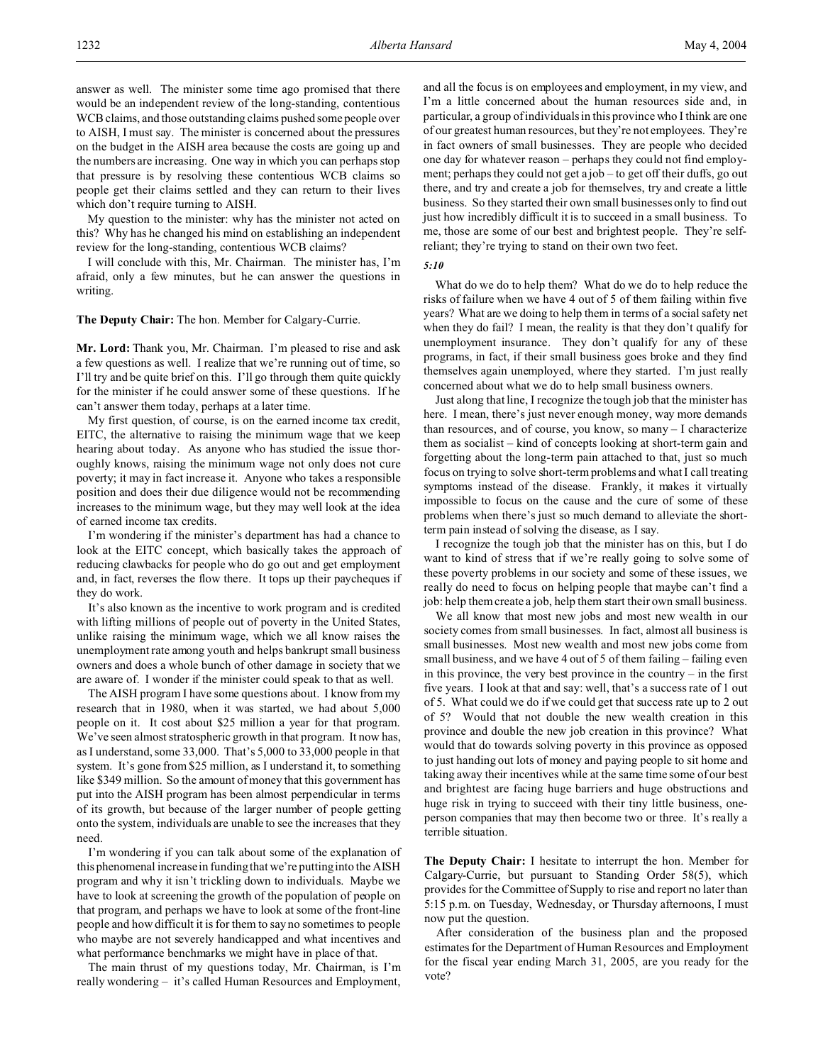answer as well. The minister some time ago promised that there would be an independent review of the long-standing, contentious WCB claims, and those outstanding claims pushed some people over to AISH, I must say. The minister is concerned about the pressures on the budget in the AISH area because the costs are going up and the numbers are increasing. One way in which you can perhaps stop that pressure is by resolving these contentious WCB claims so people get their claims settled and they can return to their lives which don't require turning to AISH.

My question to the minister: why has the minister not acted on this? Why has he changed his mind on establishing an independent review for the long-standing, contentious WCB claims?

I will conclude with this, Mr. Chairman. The minister has, I'm afraid, only a few minutes, but he can answer the questions in writing.

**The Deputy Chair:** The hon. Member for Calgary-Currie.

**Mr. Lord:** Thank you, Mr. Chairman. I'm pleased to rise and ask a few questions as well. I realize that we're running out of time, so I'll try and be quite brief on this. I'll go through them quite quickly for the minister if he could answer some of these questions. If he can't answer them today, perhaps at a later time.

My first question, of course, is on the earned income tax credit, EITC, the alternative to raising the minimum wage that we keep hearing about today. As anyone who has studied the issue thoroughly knows, raising the minimum wage not only does not cure poverty; it may in fact increase it. Anyone who takes a responsible position and does their due diligence would not be recommending increases to the minimum wage, but they may well look at the idea of earned income tax credits.

I'm wondering if the minister's department has had a chance to look at the EITC concept, which basically takes the approach of reducing clawbacks for people who do go out and get employment and, in fact, reverses the flow there. It tops up their paycheques if they do work.

It's also known as the incentive to work program and is credited with lifting millions of people out of poverty in the United States, unlike raising the minimum wage, which we all know raises the unemployment rate among youth and helps bankrupt small business owners and does a whole bunch of other damage in society that we are aware of. I wonder if the minister could speak to that as well.

The AISH program I have some questions about. I know from my research that in 1980, when it was started, we had about 5,000 people on it. It cost about $25 million a year for that program. We've seen almost stratospheric growth in that program. It now has, as I understand, some 33,000. That's 5,000 to 33,000 people in that system. It's gone from $25 million, as I understand it, to something like $349 million. So the amount of money that this government has put into the AISH program has been almost perpendicular in terms of its growth, but because of the larger number of people getting onto the system, individuals are unable to see the increases that they need.

I'm wondering if you can talk about some of the explanation of this phenomenal increase in funding that we're putting into the AISH program and why it isn't trickling down to individuals. Maybe we have to look at screening the growth of the population of people on that program, and perhaps we have to look at some of the front-line people and how difficult it is for them to say no sometimes to people who maybe are not severely handicapped and what incentives and what performance benchmarks we might have in place of that.

The main thrust of my questions today, Mr. Chairman, is I'm really wondering – it's called Human Resources and Employment, and all the focus is on employees and employment, in my view, and I'm a little concerned about the human resources side and, in particular, a group of individuals in this province who I think are one of our greatest human resources, but they're not employees. They're in fact owners of small businesses. They are people who decided one day for whatever reason – perhaps they could not find employment; perhaps they could not get a job – to get off their duffs, go out there, and try and create a job for themselves, try and create a little business. So they started their own small businesses only to find out just how incredibly difficult it is to succeed in a small business. To me, those are some of our best and brightest people. They're self-reliant; they're trying to stand on their own two feet.

*5:10*

What do we do to help them? What do we do to help reduce the risks of failure when we have 4 out of 5 of them failing within five years? What are we doing to help them in terms of a social safety net when they do fail? I mean, the reality is that they don't qualify for unemployment insurance. They don't qualify for any of these programs, in fact, if their small business goes broke and they find themselves again unemployed, where they started. I'm just really concerned about what we do to help small business owners.

Just along that line, I recognize the tough job that the minister has here. I mean, there's just never enough money, way more demands than resources, and of course, you know, so many – I characterize them as socialist – kind of concepts looking at short-term gain and forgetting about the long-term pain attached to that, just so much focus on trying to solve short-term problems and what I call treating symptoms instead of the disease. Frankly, it makes it virtually impossible to focus on the cause and the cure of some of these problems when there's just so much demand to alleviate the short-term pain instead of solving the disease, as I say.

I recognize the tough job that the minister has on this, but I do want to kind of stress that if we're really going to solve some of these poverty problems in our society and some of these issues, we really do need to focus on helping people that maybe can't find a job: help them create a job, help them start their own small business.

We all know that most new jobs and most new wealth in our society comes from small businesses. In fact, almost all business is small businesses. Most new wealth and most new jobs come from small business, and we have 4 out of 5 of them failing – failing even in this province, the very best province in the country – in the first five years. I look at that and say: well, that's a success rate of 1 out of 5. What could we do if we could get that success rate up to 2 out of 5? Would that not double the new wealth creation in this province and double the new job creation in this province? What would that do towards solving poverty in this province as opposed to just handing out lots of money and paying people to sit home and taking away their incentives while at the same time some of our best and brightest are facing huge barriers and huge obstructions and huge risk in trying to succeed with their tiny little business, one-person companies that may then become two or three. It's really a terrible situation.

**The Deputy Chair:** I hesitate to interrupt the hon. Member for Calgary-Currie, but pursuant to Standing Order 58(5), which provides for the Committee of Supply to rise and report no later than 5:15 p.m. on Tuesday, Wednesday, or Thursday afternoons, I must now put the question.

After consideration of the business plan and the proposed estimates for the Department of Human Resources and Employment for the fiscal year ending March 31, 2005, are you ready for the vote?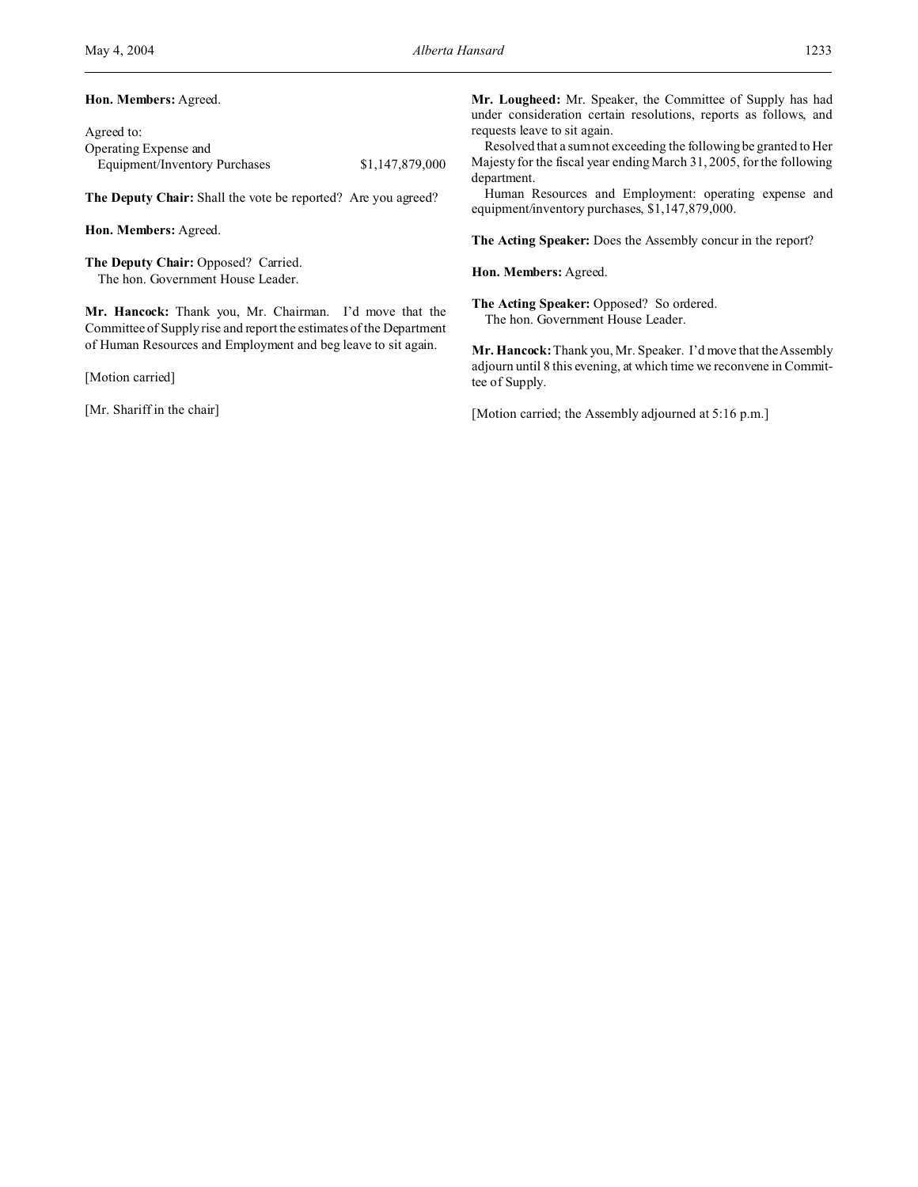**Hon. Members:** Agreed.

Agreed to:
Operating Expense and
Equipment/Inventory Purchases $1,147,879,000

**The Deputy Chair:** Shall the vote be reported? Are you agreed?

**Hon. Members:** Agreed.

**The Deputy Chair:** Opposed? Carried.
The hon. Government House Leader.

**Mr. Hancock:** Thank you, Mr. Chairman. I'd move that the Committee of Supply rise and report the estimates of the Department of Human Resources and Employment and beg leave to sit again.

[Motion carried]

[Mr. Shariff in the chair]

**Mr. Lougheed:** Mr. Speaker, the Committee of Supply has had under consideration certain resolutions, reports as follows, and requests leave to sit again.

Resolved that a sum not exceeding the following be granted to Her Majesty for the fiscal year ending March 31, 2005, for the following department.

Human Resources and Employment: operating expense and equipment/inventory purchases, $1,147,879,000.

**The Acting Speaker:** Does the Assembly concur in the report?

**Hon. Members:** Agreed.

**The Acting Speaker:** Opposed? So ordered.
The hon. Government House Leader.

**Mr. Hancock:** Thank you, Mr. Speaker. I'd move that the Assembly adjourn until 8 this evening, at which time we reconvene in Committee of Supply.

[Motion carried; the Assembly adjourned at 5:16 p.m.]